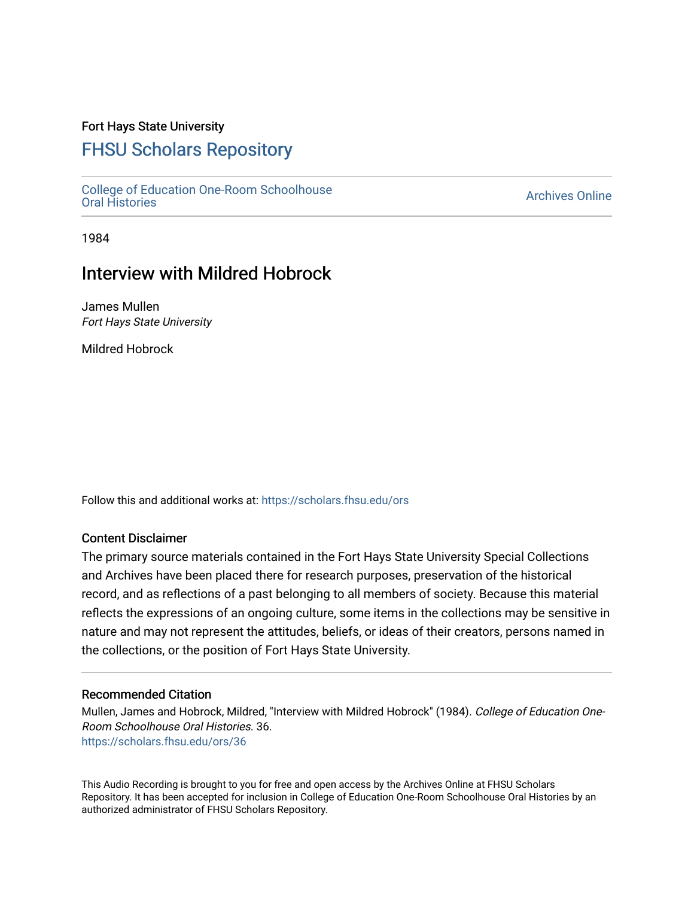Fort Hays State University

# FHSU Scholars Repository

College of Education One-Room Schoolhouse Oral Histories

Archives Online

1984

## Interview with Mildred Hobrock

James Mullen
*Fort Hays State University*

Mildred Hobrock

Follow this and additional works at: https://scholars.fhsu.edu/ors

### Content Disclaimer

The primary source materials contained in the Fort Hays State University Special Collections and Archives have been placed there for research purposes, preservation of the historical record, and as reflections of a past belonging to all members of society. Because this material reflects the expressions of an ongoing culture, some items in the collections may be sensitive in nature and may not represent the attitudes, beliefs, or ideas of their creators, persons named in the collections, or the position of Fort Hays State University.

### Recommended Citation

Mullen, James and Hobrock, Mildred, "Interview with Mildred Hobrock" (1984). *College of Education One-Room Schoolhouse Oral Histories*. 36.
https://scholars.fhsu.edu/ors/36

This Audio Recording is brought to you for free and open access by the Archives Online at FHSU Scholars Repository. It has been accepted for inclusion in College of Education One-Room Schoolhouse Oral Histories by an authorized administrator of FHSU Scholars Repository.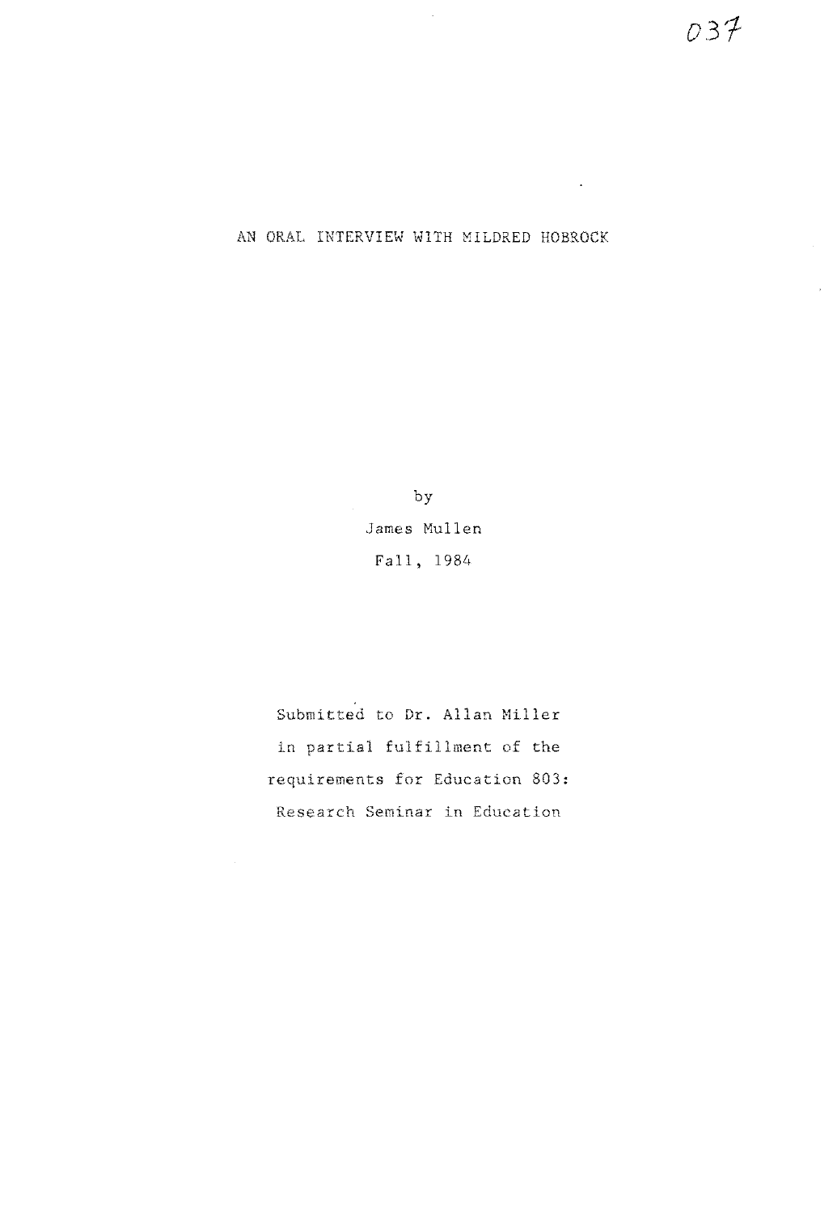037

# AN ORAL INTERVIEW WITH MILDRED HOBROCK

by

James Mullen

Fall, 1984

Submitted to Dr. Allan Miller

in partial fulfillment of the

requirements for Education 803:

Research Seminar in Education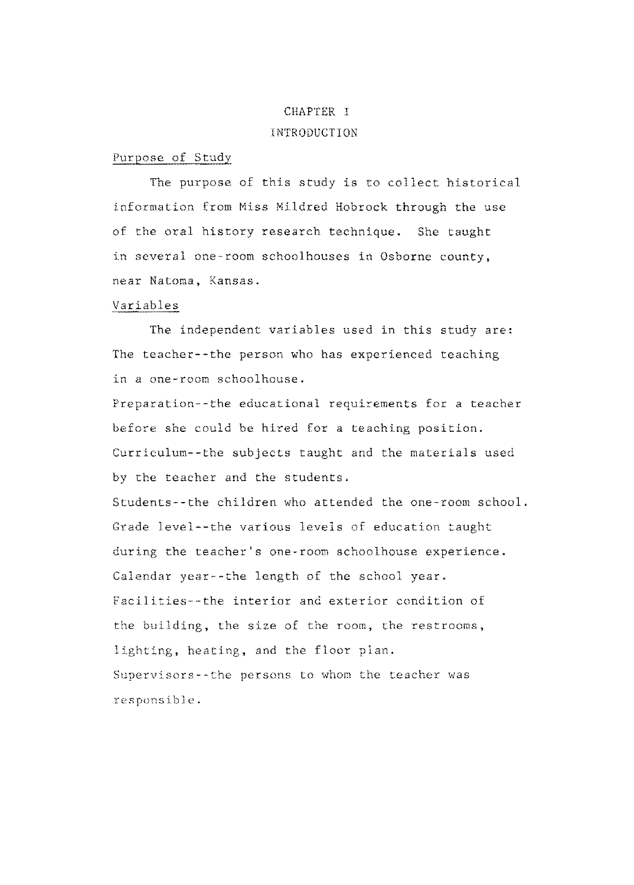# CHAPTER I

# INTRODUCTION

## Purpose of Study

The purpose of this study is to collect historical information from Miss Mildred Hobrock through the use of the oral history research technique. She taught in several one-room schoolhouses in Osborne county, near Natoma, Kansas.

## Variables

The independent variables used in this study are:

The teacher--the person who has experienced teaching in a one-room schoolhouse.

Preparation--the educational requirements for a teacher before she could be hired for a teaching position.

Curriculum--the subjects taught and the materials used by the teacher and the students.

Students--the children who attended the one-room school.

Grade level--the various levels of education taught during the teacher's one-room schoolhouse experience.

Calendar year--the length of the school year.

Facilities--the interior and exterior condition of the building, the size of the room, the restrooms, lighting, heating, and the floor plan.

Supervisors--the persons to whom the teacher was responsible.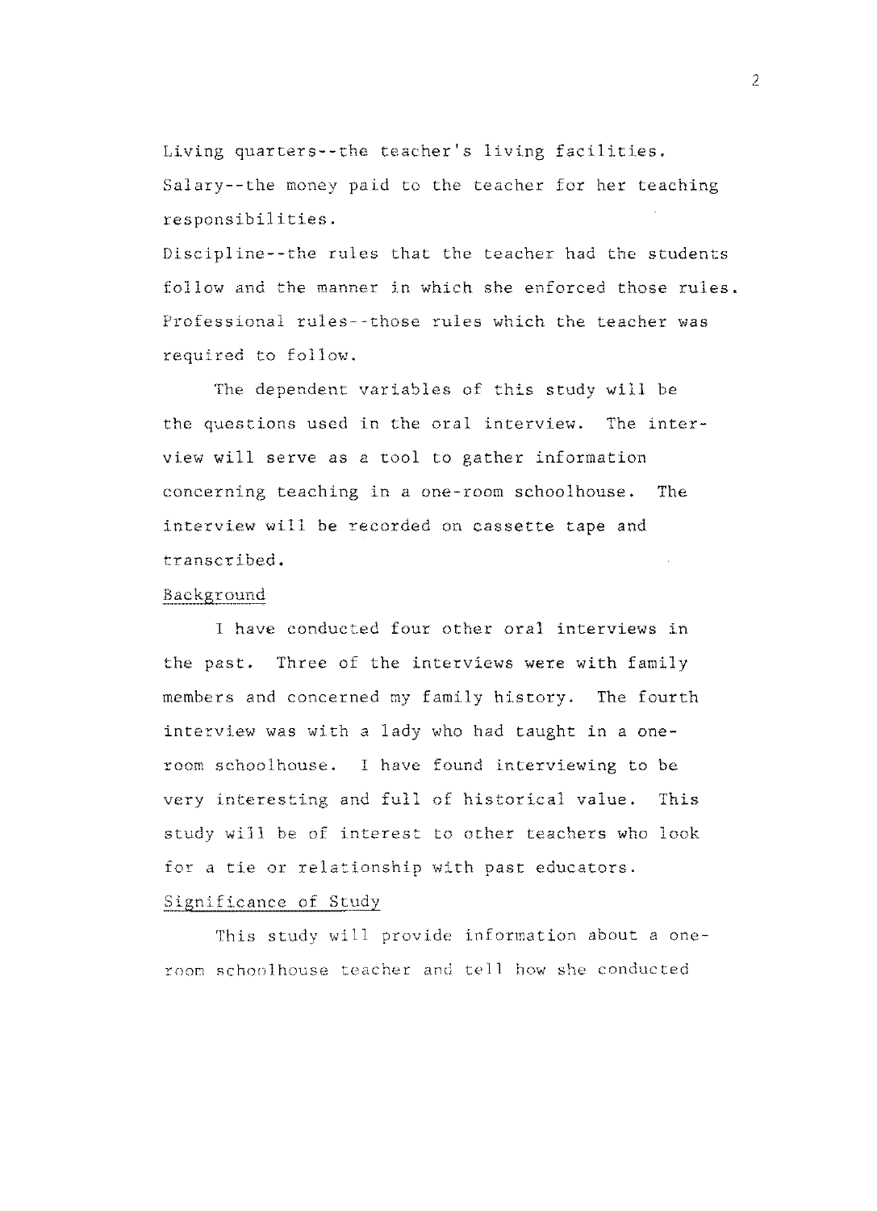Living quarters--the teacher's living facilities.
Salary--the money paid to the teacher for her teaching responsibilities.
Discipline--the rules that the teacher had the students follow and the manner in which she enforced those rules.
Professional rules--those rules which the teacher was required to follow.

The dependent variables of this study will be the questions used in the oral interview. The interview will serve as a tool to gather information concerning teaching in a one-room schoolhouse. The interview will be recorded on cassette tape and transcribed.

## Background

I have conducted four other oral interviews in the past. Three of the interviews were with family members and concerned my family history. The fourth interview was with a lady who had taught in a one-room schoolhouse. I have found interviewing to be very interesting and full of historical value. This study will be of interest to other teachers who look for a tie or relationship with past educators.

## Significance of Study

This study will provide information about a one-room schoolhouse teacher and tell how she conducted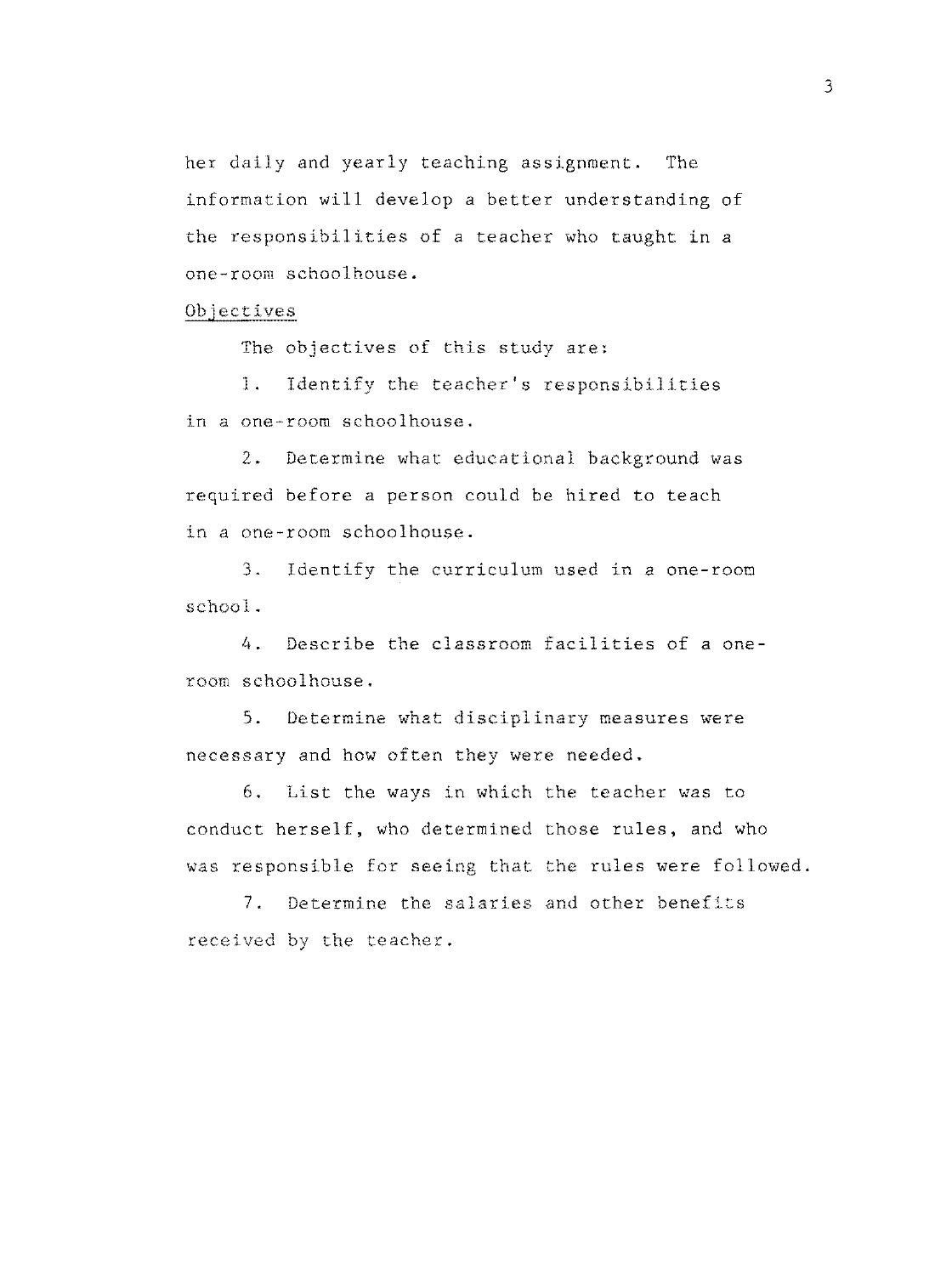her daily and yearly teaching assignment. The information will develop a better understanding of the responsibilities of a teacher who taught in a one-room schoolhouse.

## Objectives

The objectives of this study are:

1. Identify the teacher's responsibilities in a one-room schoolhouse.

2. Determine what educational background was required before a person could be hired to teach in a one-room schoolhouse.

3. Identify the curriculum used in a one-room school.

4. Describe the classroom facilities of a one-room schoolhouse.

5. Determine what disciplinary measures were necessary and how often they were needed.

6. List the ways in which the teacher was to conduct herself, who determined those rules, and who was responsible for seeing that the rules were followed.

7. Determine the salaries and other benefits received by the teacher.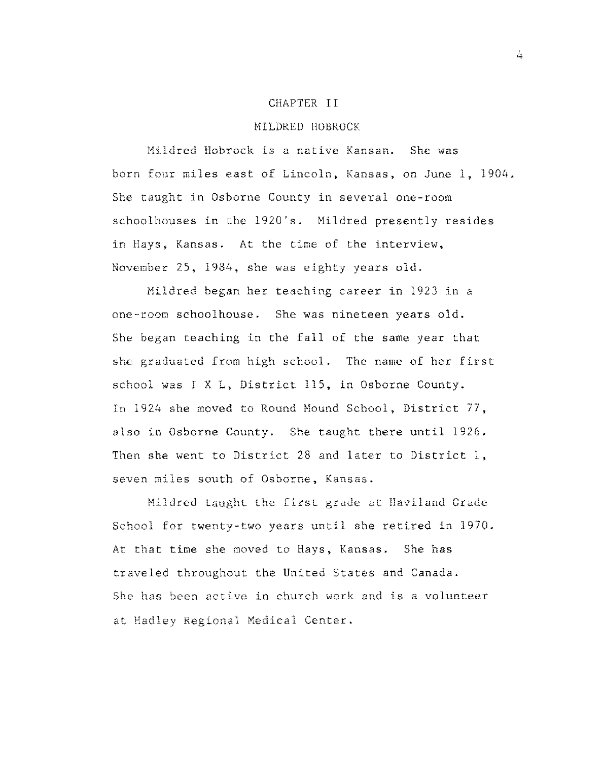# CHAPTER II

## MILDRED HOBROCK

Mildred Hobrock is a native Kansan. She was born four miles east of Lincoln, Kansas, on June 1, 1904. She taught in Osborne County in several one-room schoolhouses in the 1920's. Mildred presently resides in Hays, Kansas. At the time of the interview, November 25, 1984, she was eighty years old.

Mildred began her teaching career in 1923 in a one-room schoolhouse. She was nineteen years old. She began teaching in the fall of the same year that she graduated from high school. The name of her first school was I X L, District 115, in Osborne County. In 1924 she moved to Round Mound School, District 77, also in Osborne County. She taught there until 1926. Then she went to District 28 and later to District 1, seven miles south of Osborne, Kansas.

Mildred taught the first grade at Haviland Grade School for twenty-two years until she retired in 1970. At that time she moved to Hays, Kansas. She has traveled throughout the United States and Canada. She has been active in church work and is a volunteer at Hadley Regional Medical Center.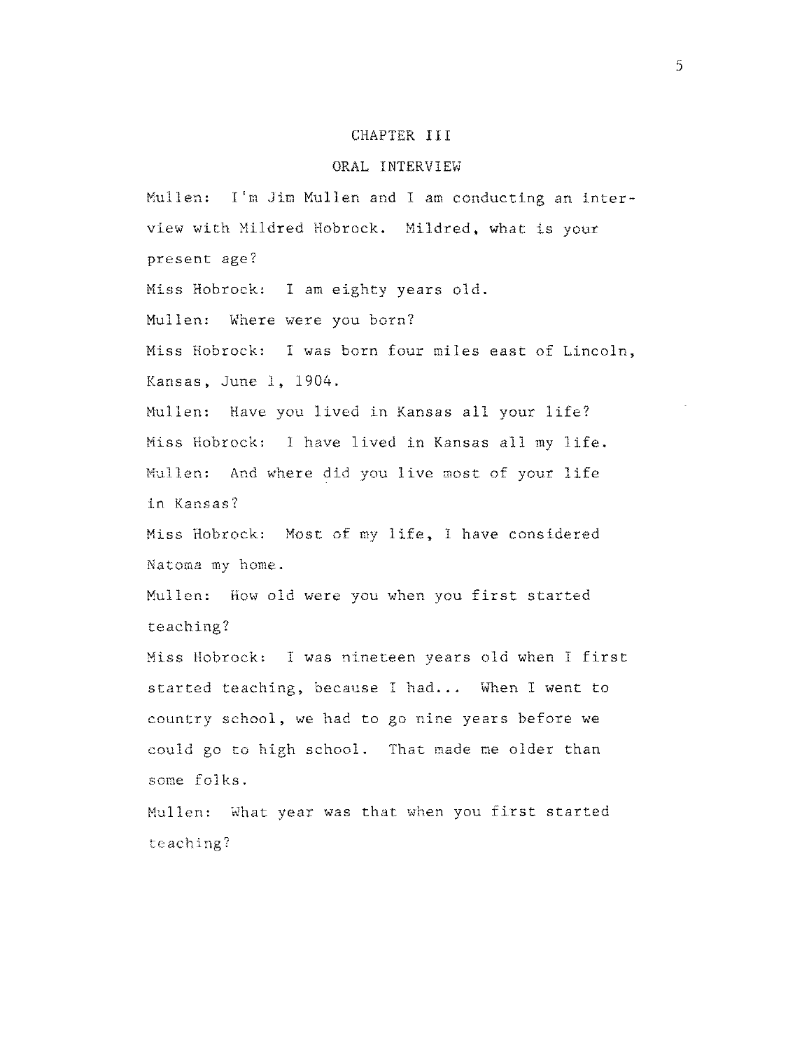# CHAPTER III

## ORAL INTERVIEW

Mullen: I'm Jim Mullen and I am conducting an interview with Mildred Hobrock. Mildred, what is your present age?

Miss Hobrock: I am eighty years old.

Mullen: Where were you born?

Miss Hobrock: I was born four miles east of Lincoln, Kansas, June 1, 1904.

Mullen: Have you lived in Kansas all your life?

Miss Hobrock: I have lived in Kansas all my life.

Mullen: And where did you live most of your life in Kansas?

Miss Hobrock: Most of my life, I have considered Natoma my home.

Mullen: How old were you when you first started teaching?

Miss Hobrock: I was nineteen years old when I first started teaching, because I had... When I went to country school, we had to go nine years before we could go to high school. That made me older than some folks.

Mullen: What year was that when you first started teaching?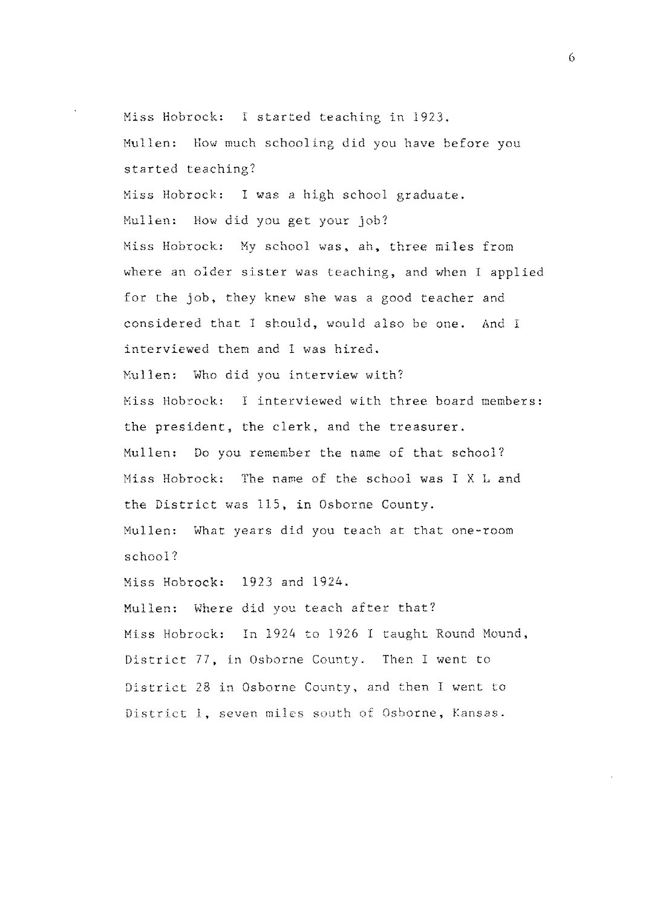Miss Hobrock: I started teaching in 1923.

Mullen: How much schooling did you have before you started teaching?

Miss Hobrock: I was a high school graduate.

Mullen: How did you get your job?

Miss Hobrock: My school was, ah, three miles from where an older sister was teaching, and when I applied for the job, they knew she was a good teacher and considered that I should, would also be one. And I interviewed them and I was hired.

Mullen: Who did you interview with?

Miss Hobrock: I interviewed with three board members: the president, the clerk, and the treasurer.

Mullen: Do you remember the name of that school?

Miss Hobrock: The name of the school was I X L and the District was 115, in Osborne County.

Mullen: What years did you teach at that one-room school?

Miss Hobrock: 1923 and 1924.

Mullen: Where did you teach after that?

Miss Hobrock: In 1924 to 1926 I taught Round Mound, District 77, in Osborne County. Then I went to District 28 in Osborne County, and then I went to District 1, seven miles south of Osborne, Kansas.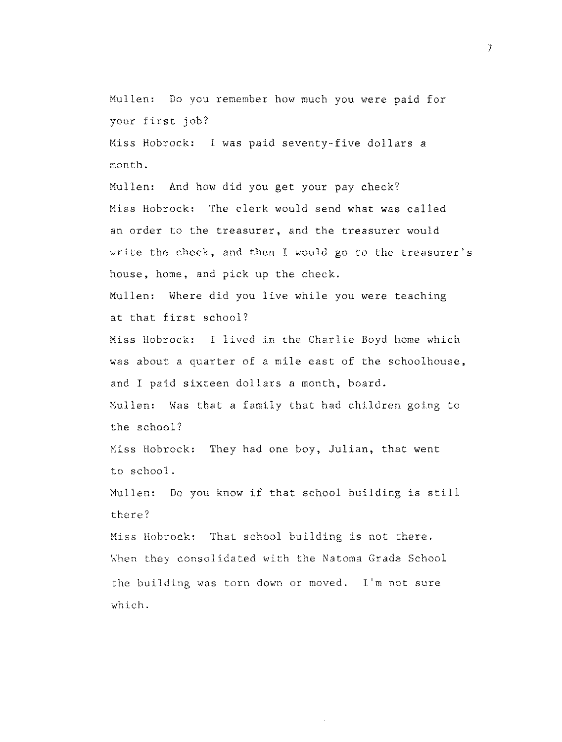Mullen: Do you remember how much you were paid for your first job?

Miss Hobrock: I was paid seventy-five dollars a month.

Mullen: And how did you get your pay check?

Miss Hobrock: The clerk would send what was called an order to the treasurer, and the treasurer would write the check, and then I would go to the treasurer's house, home, and pick up the check.

Mullen: Where did you live while you were teaching at that first school?

Miss Hobrock: I lived in the Charlie Boyd home which was about a quarter of a mile east of the schoolhouse, and I paid sixteen dollars a month, board.

Mullen: Was that a family that had children going to the school?

Miss Hobrock: They had one boy, Julian, that went to school.

Mullen: Do you know if that school building is still there?

Miss Hobrock: That school building is not there. When they consolidated with the Natoma Grade School the building was torn down or moved. I'm not sure which.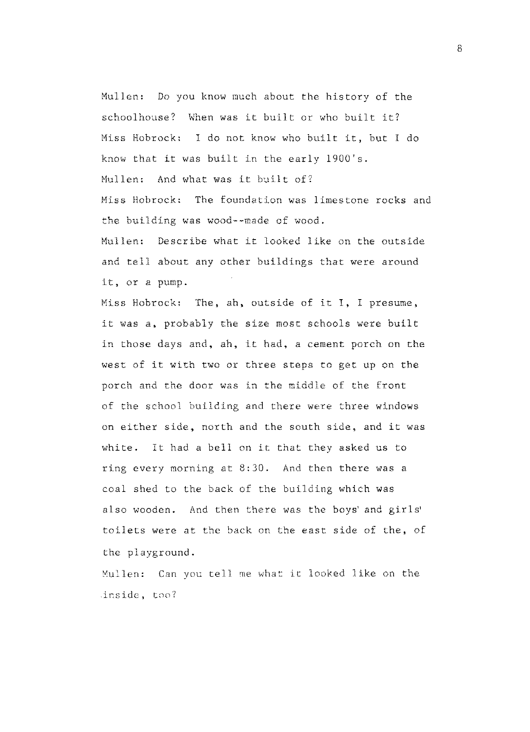Mullen: Do you know much about the history of the schoolhouse? When was it built or who built it?

Miss Hobrock: I do not know who built it, but I do know that it was built in the early 1900's.

Mullen: And what was it built of?

Miss Hobrock: The foundation was limestone rocks and the building was wood--made of wood.

Mullen: Describe what it looked like on the outside and tell about any other buildings that were around it, or a pump.

Miss Hobrock: The, ah, outside of it I, I presume, it was a, probably the size most schools were built in those days and, ah, it had, a cement porch on the west of it with two or three steps to get up on the porch and the door was in the middle of the front of the school building and there were three windows on either side, north and the south side, and it was white. It had a bell on it that they asked us to ring every morning at 8:30. And then there was a coal shed to the back of the building which was also wooden. And then there was the boys' and girls' toilets were at the back on the east side of the, of the playground.

Mullen: Can you tell me what it looked like on the inside, too?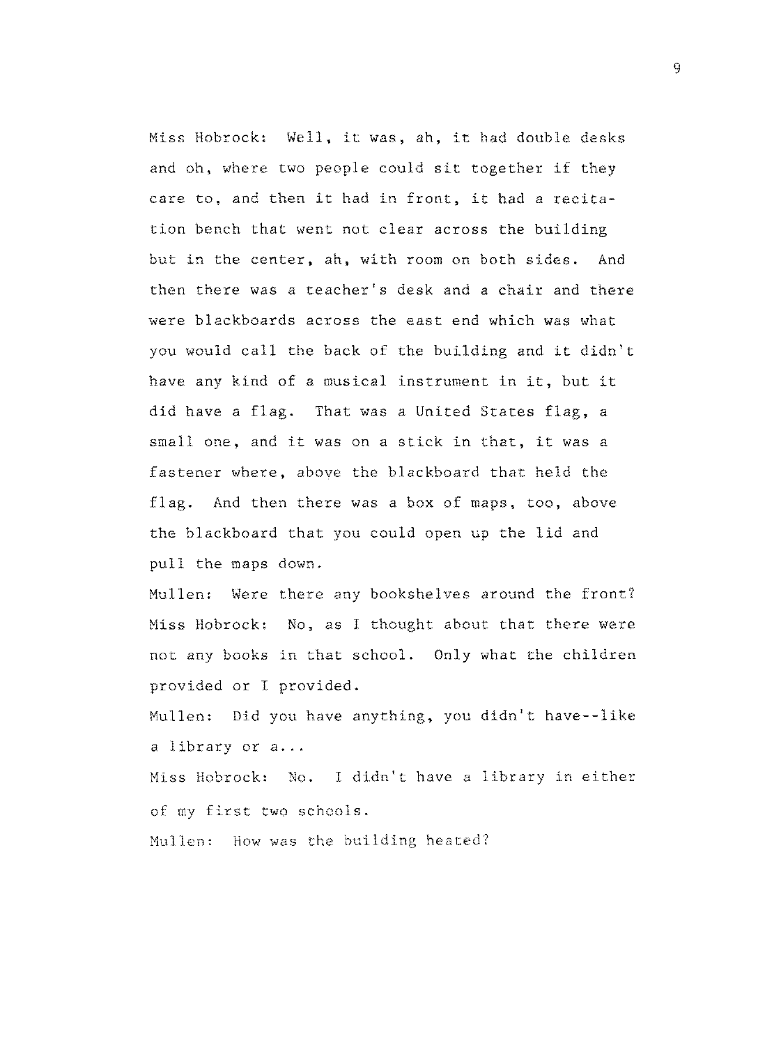Miss Hobrock: Well, it was, ah, it had double desks and oh, where two people could sit together if they care to, and then it had in front, it had a recitation bench that went not clear across the building but in the center, ah, with room on both sides. And then there was a teacher's desk and a chair and there were blackboards across the east end which was what you would call the back of the building and it didn't have any kind of a musical instrument in it, but it did have a flag. That was a United States flag, a small one, and it was on a stick in that, it was a fastener where, above the blackboard that held the flag. And then there was a box of maps, too, above the blackboard that you could open up the lid and pull the maps down.

Mullen: Were there any bookshelves around the front?

Miss Hobrock: No, as I thought about that there were not any books in that school. Only what the children provided or I provided.

Mullen: Did you have anything, you didn't have--like a library or a...

Miss Hobrock: No. I didn't have a library in either of my first two schools.

Mullen: How was the building heated?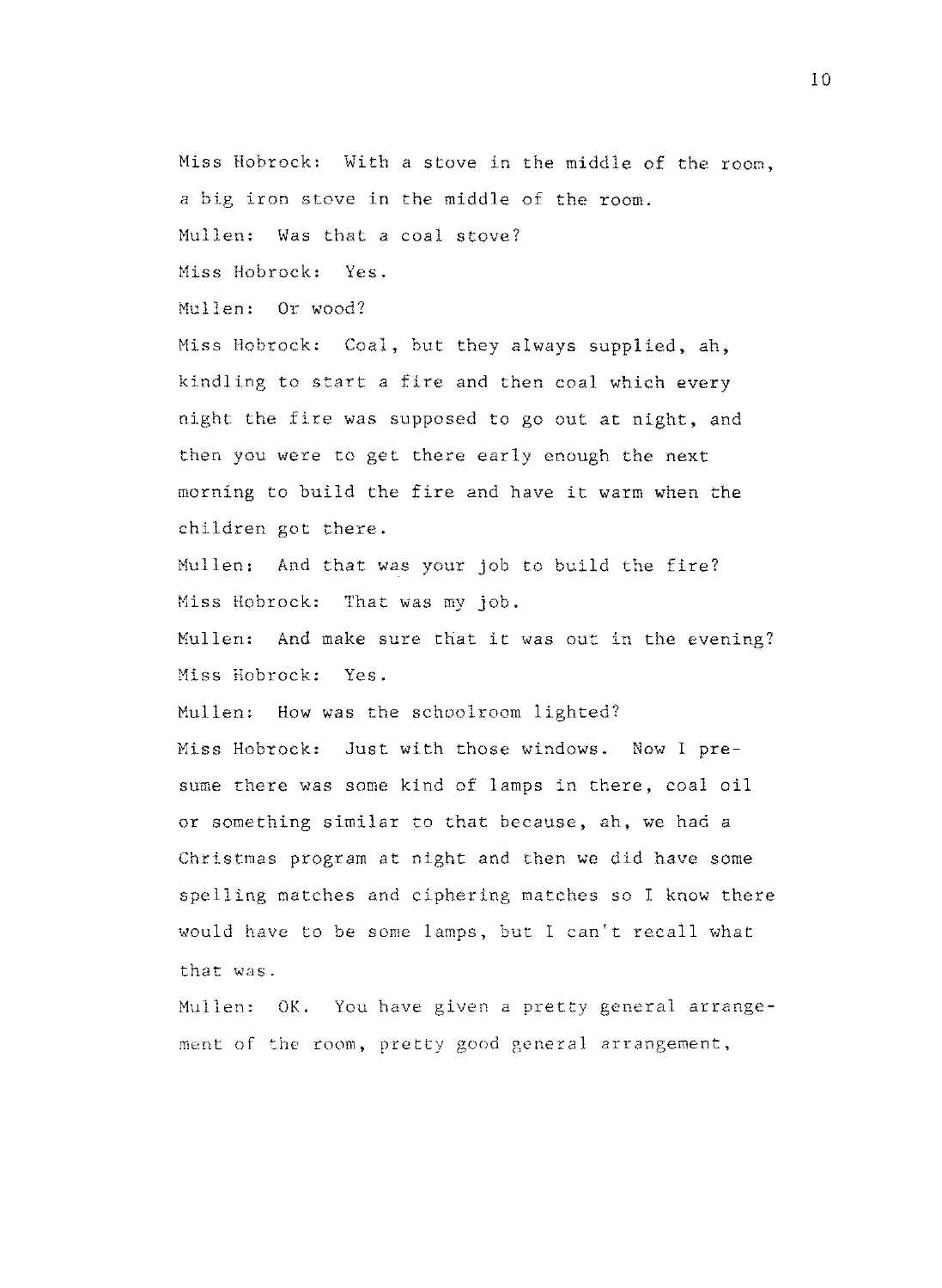Miss Hobrock: With a stove in the middle of the room, a big iron stove in the middle of the room.

Mullen: Was that a coal stove?

Miss Hobrock: Yes.

Mullen: Or wood?

Miss Hobrock: Coal, but they always supplied, ah, kindling to start a fire and then coal which every night the fire was supposed to go out at night, and then you were to get there early enough the next morning to build the fire and have it warm when the children got there.

Mullen: And that was your job to build the fire?

Miss Hobrock: That was my job.

Mullen: And make sure that it was out in the evening?

Miss Hobrock: Yes.

Mullen: How was the schoolroom lighted?

Miss Hobrock: Just with those windows. Now I presume there was some kind of lamps in there, coal oil or something similar to that because, ah, we had a Christmas program at night and then we did have some spelling matches and ciphering matches so I know there would have to be some lamps, but I can't recall what that was.

Mullen: OK. You have given a pretty general arrangement of the room, pretty good general arrangement,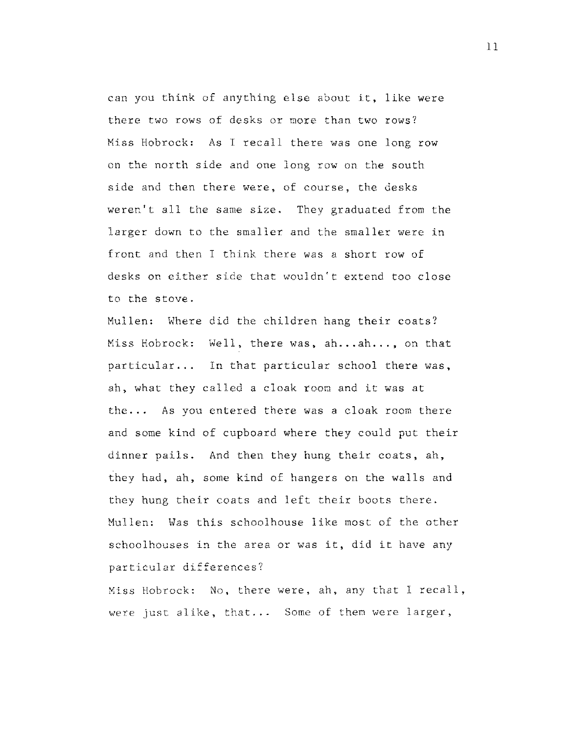can you think of anything else about it, like were there two rows of desks or more than two rows?

Miss Hobrock: As I recall there was one long row on the north side and one long row on the south side and then there were, of course, the desks weren't all the same size. They graduated from the larger down to the smaller and the smaller were in front and then I think there was a short row of desks on either side that wouldn't extend too close to the stove.

Mullen: Where did the children hang their coats?

Miss Hobrock: Well, there was, ah...ah..., on that particular... In that particular school there was, ah, what they called a cloak room and it was at the... As you entered there was a cloak room there and some kind of cupboard where they could put their dinner pails. And then they hung their coats, ah, they had, ah, some kind of hangers on the walls and they hung their coats and left their boots there.

Mullen: Was this schoolhouse like most of the other schoolhouses in the area or was it, did it have any particular differences?

Miss Hobrock: No, there were, ah, any that I recall, were just alike, that... Some of them were larger,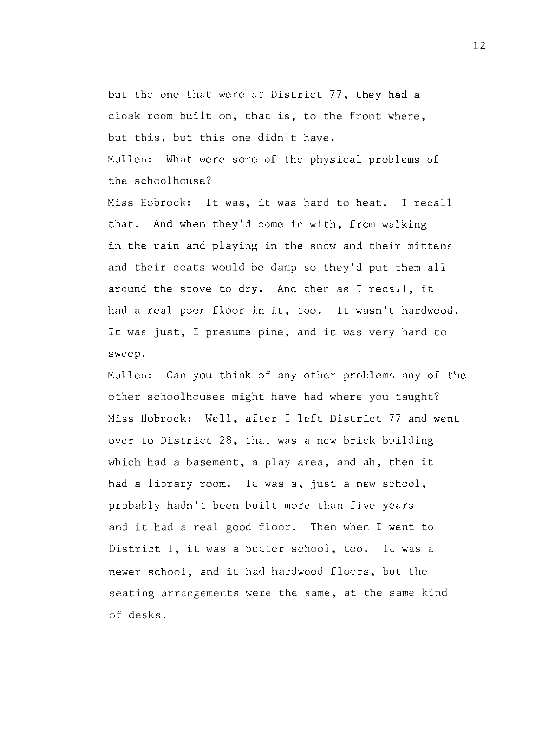but the one that were at District 77, they had a cloak room built on, that is, to the front where, but this, but this one didn't have.

Mullen: What were some of the physical problems of the schoolhouse?

Miss Hobrock: It was, it was hard to heat. I recall that. And when they'd come in with, from walking in the rain and playing in the snow and their mittens and their coats would be damp so they'd put them all around the stove to dry. And then as I recall, it had a real poor floor in it, too. It wasn't hardwood. It was just, I presume pine, and it was very hard to sweep.

Mullen: Can you think of any other problems any of the other schoolhouses might have had where you taught?

Miss Hobrock: Well, after I left District 77 and went over to District 28, that was a new brick building which had a basement, a play area, and ah, then it had a library room. It was a, just a new school, probably hadn't been built more than five years and it had a real good floor. Then when I went to District 1, it was a better school, too. It was a newer school, and it had hardwood floors, but the seating arrangements were the same, at the same kind of desks.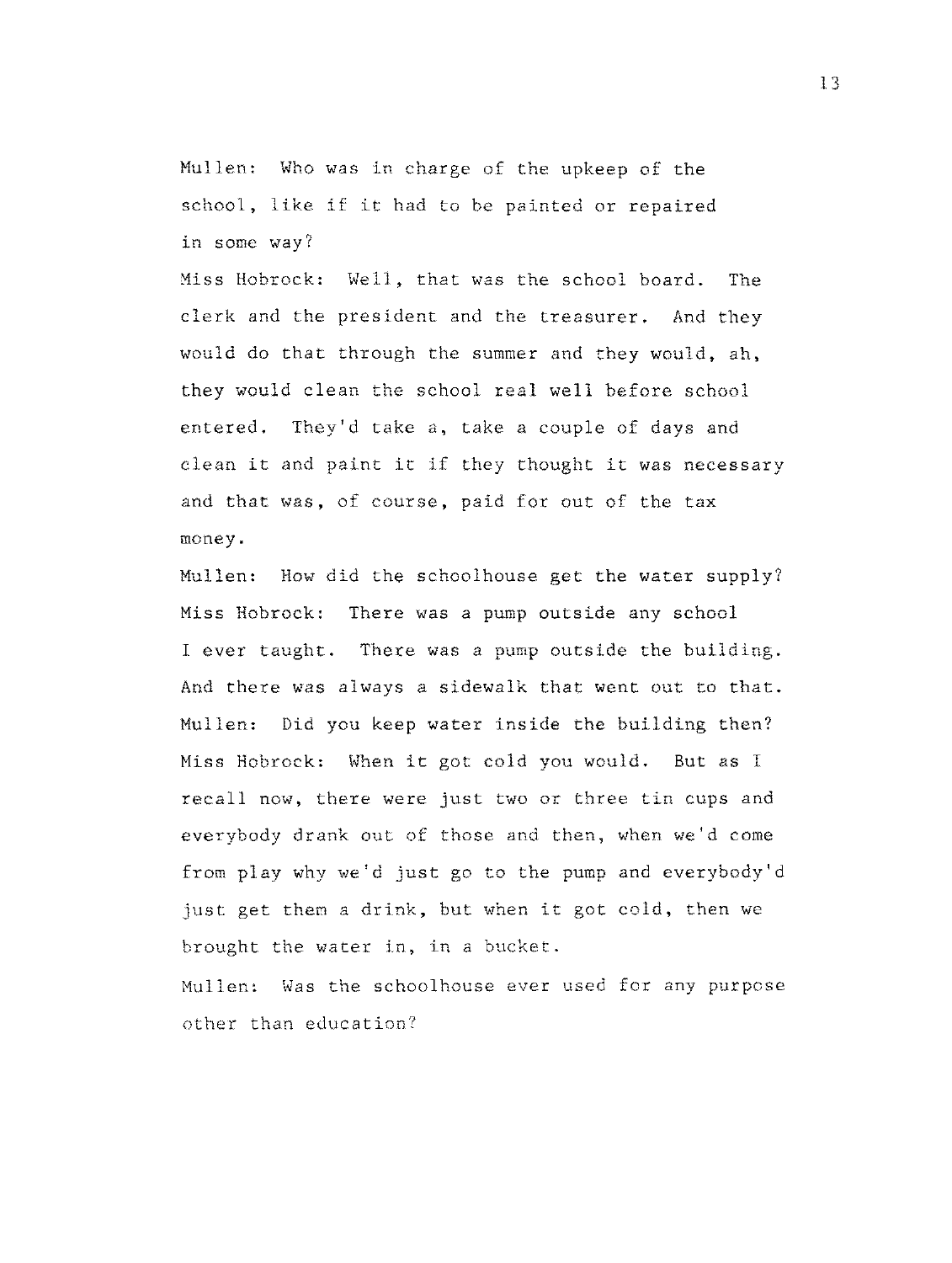Mullen: Who was in charge of the upkeep of the school, like if it had to be painted or repaired in some way?

Miss Hobrock: Well, that was the school board. The clerk and the president and the treasurer. And they would do that through the summer and they would, ah, they would clean the school real well before school entered. They'd take a, take a couple of days and clean it and paint it if they thought it was necessary and that was, of course, paid for out of the tax money.

Mullen: How did the schoolhouse get the water supply?

Miss Hobrock: There was a pump outside any school I ever taught. There was a pump outside the building. And there was always a sidewalk that went out to that.

Mullen: Did you keep water inside the building then?

Miss Hobrock: When it got cold you would. But as I recall now, there were just two or three tin cups and everybody drank out of those and then, when we'd come from play why we'd just go to the pump and everybody'd just get them a drink, but when it got cold, then we brought the water in, in a bucket.

Mullen: Was the schoolhouse ever used for any purpose other than education?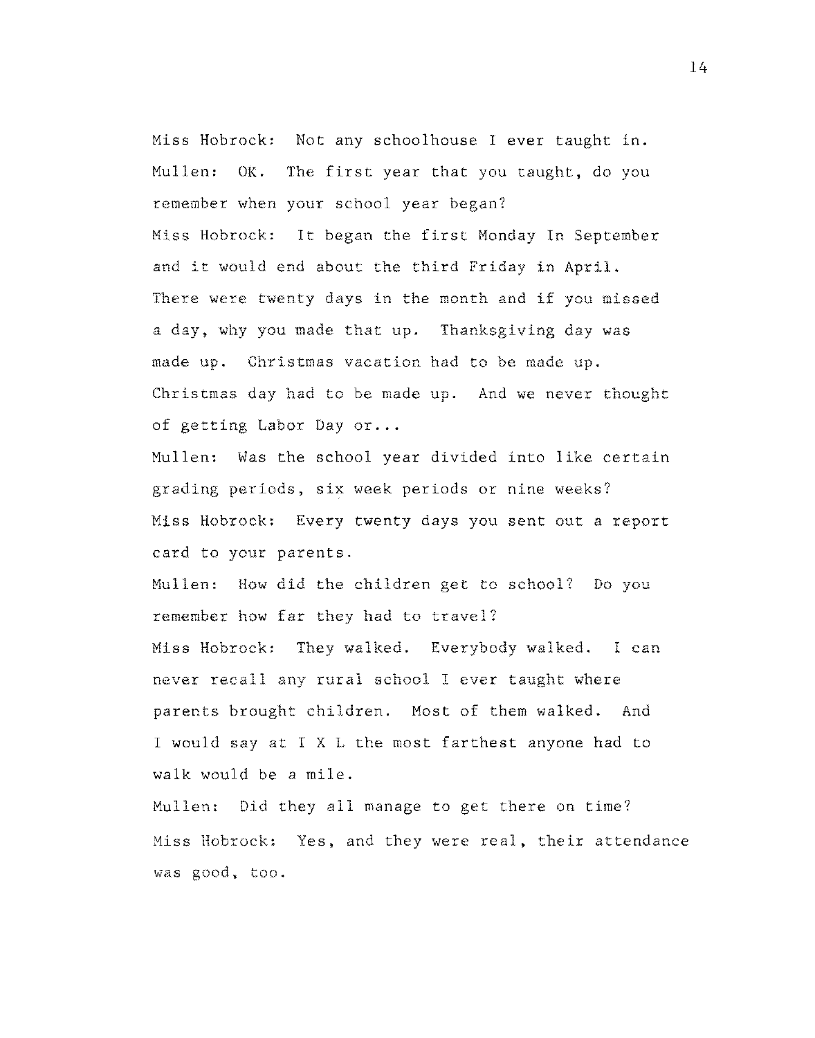Miss Hobrock: Not any schoolhouse I ever taught in.

Mullen: OK. The first year that you taught, do you remember when your school year began?

Miss Hobrock: It began the first Monday In September and it would end about the third Friday in April. There were twenty days in the month and if you missed a day, why you made that up. Thanksgiving day was made up. Christmas vacation had to be made up. Christmas day had to be made up. And we never thought of getting Labor Day or...

Mullen: Was the school year divided into like certain grading periods, six week periods or nine weeks?

Miss Hobrock: Every twenty days you sent out a report card to your parents.

Mullen: How did the children get to school? Do you remember how far they had to travel?

Miss Hobrock: They walked. Everybody walked. I can never recall any rural school I ever taught where parents brought children. Most of them walked. And I would say at I X L the most farthest anyone had to walk would be a mile.

Mullen: Did they all manage to get there on time?

Miss Hobrock: Yes, and they were real, their attendance was good, too.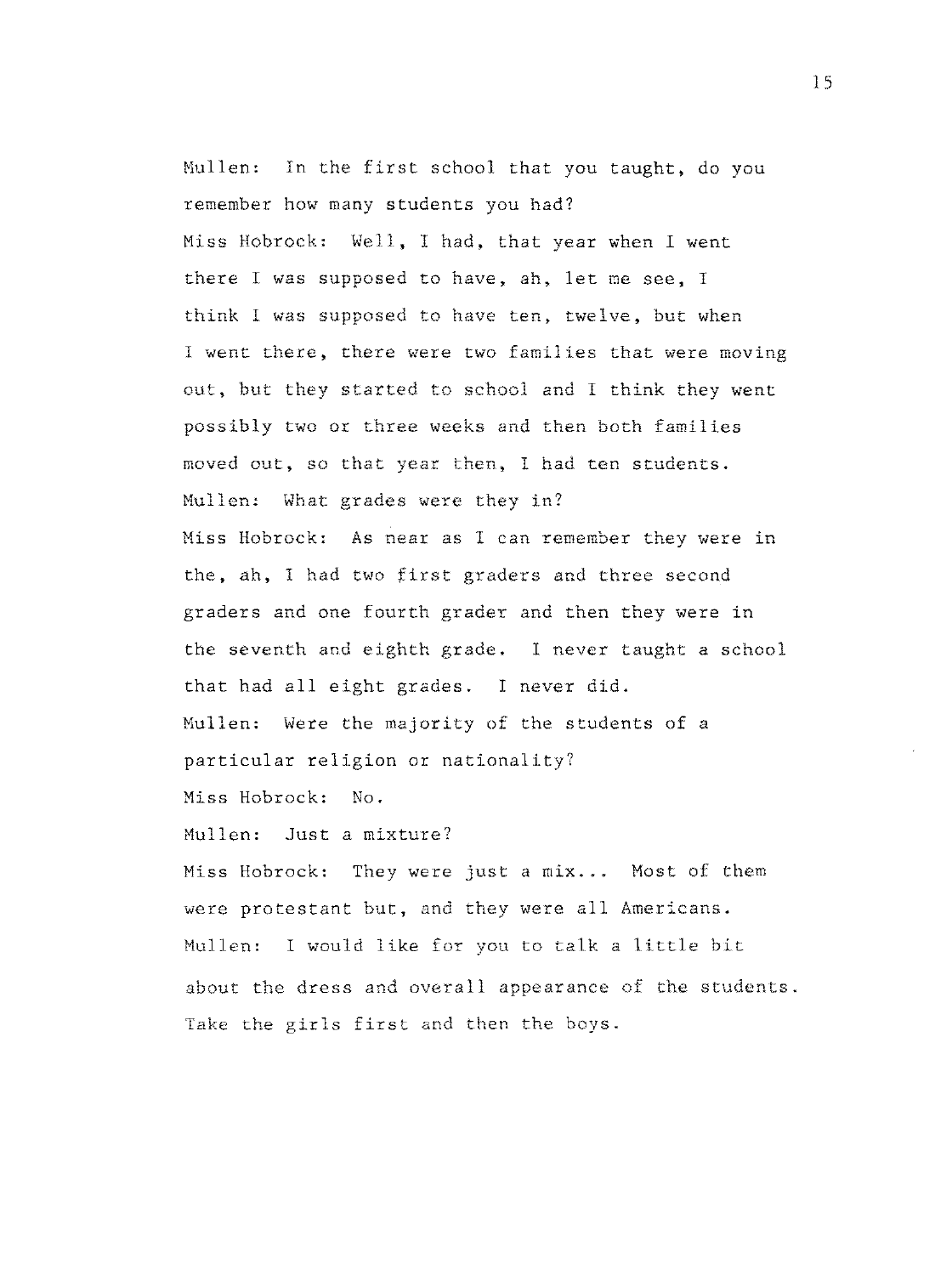Mullen: In the first school that you taught, do you remember how many students you had?

Miss Hobrock: Well, I had, that year when I went there I was supposed to have, ah, let me see, I think I was supposed to have ten, twelve, but when I went there, there were two families that were moving out, but they started to school and I think they went possibly two or three weeks and then both families moved out, so that year then, I had ten students.

Mullen: What grades were they in?

Miss Hobrock: As near as I can remember they were in the, ah, I had two first graders and three second graders and one fourth grader and then they were in the seventh and eighth grade. I never taught a school that had all eight grades. I never did.

Mullen: Were the majority of the students of a particular religion or nationality?

Miss Hobrock: No.

Mullen: Just a mixture?

Miss Hobrock: They were just a mix... Most of them were protestant but, and they were all Americans.

Mullen: I would like for you to talk a little bit about the dress and overall appearance of the students. Take the girls first and then the boys.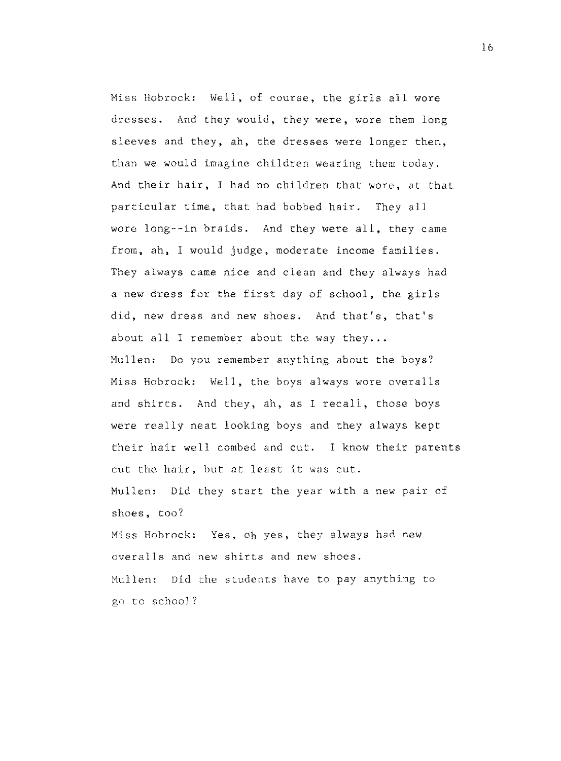Miss Hobrock: Well, of course, the girls all wore dresses. And they would, they were, wore them long sleeves and they, ah, the dresses were longer then, than we would imagine children wearing them today. And their hair, I had no children that wore, at that particular time, that had bobbed hair. They all wore long--in braids. And they were all, they came from, ah, I would judge, moderate income families. They always came nice and clean and they always had a new dress for the first day of school, the girls did, new dress and new shoes. And that's, that's about all I remember about the way they...

Mullen: Do you remember anything about the boys?

Miss Hobrock: Well, the boys always wore overalls and shirts. And they, ah, as I recall, those boys were really neat looking boys and they always kept their hair well combed and cut. I know their parents cut the hair, but at least it was cut.

Mullen: Did they start the year with a new pair of shoes, too?

Miss Hobrock: Yes, oh yes, they always had new overalls and new shirts and new shoes.

Mullen: Did the students have to pay anything to go to school?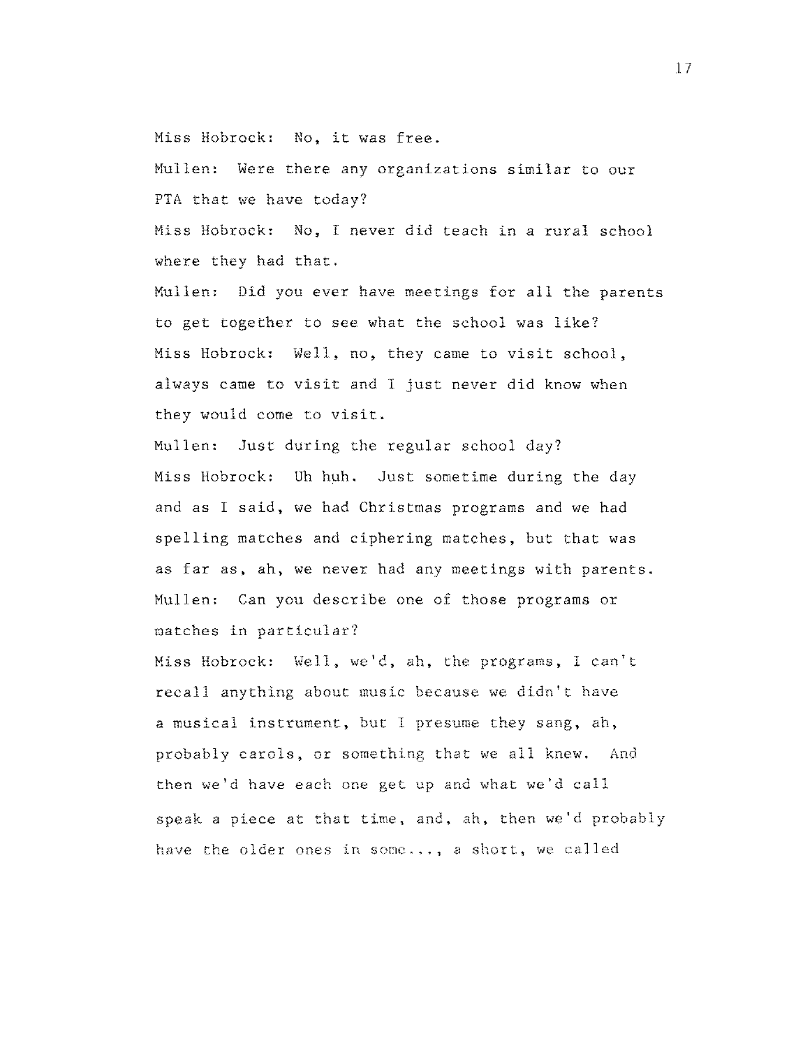Miss Hobrock: No, it was free.

Mullen: Were there any organizations similar to our PTA that we have today?

Miss Hobrock: No, I never did teach in a rural school where they had that.

Mullen: Did you ever have meetings for all the parents to get together to see what the school was like?

Miss Hobrock: Well, no, they came to visit school, always came to visit and I just never did know when they would come to visit.

Mullen: Just during the regular school day?

Miss Hobrock: Uh huh. Just sometime during the day and as I said, we had Christmas programs and we had spelling matches and ciphering matches, but that was as far as, ah, we never had any meetings with parents.

Mullen: Can you describe one of those programs or matches in particular?

Miss Hobrock: Well, we'd, ah, the programs, I can't recall anything about music because we didn't have a musical instrument, but I presume they sang, ah, probably carols, or something that we all knew. And then we'd have each one get up and what we'd call speak a piece at that time, and, ah, then we'd probably have the older ones in some..., a short, we called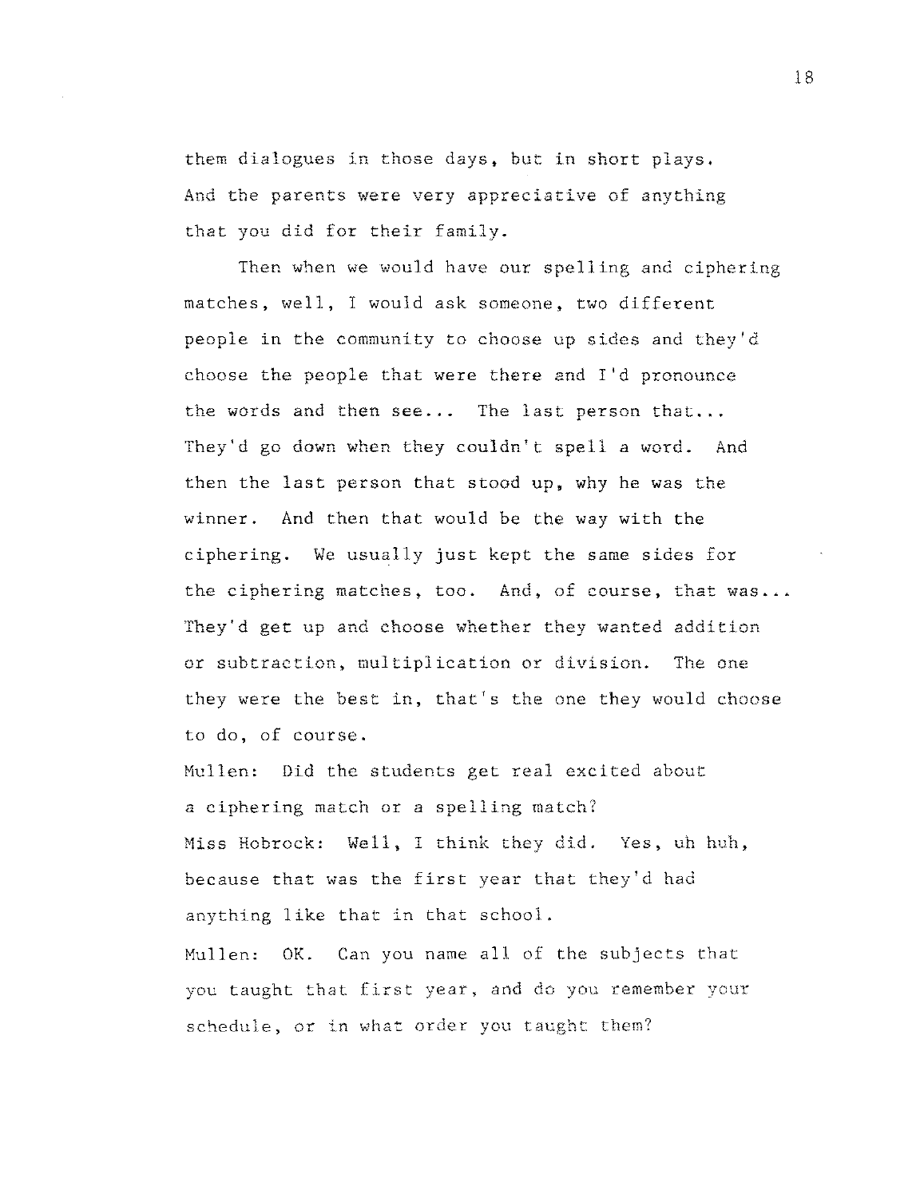them dialogues in those days, but in short plays. And the parents were very appreciative of anything that you did for their family.

Then when we would have our spelling and ciphering matches, well, I would ask someone, two different people in the community to choose up sides and they'd choose the people that were there and I'd pronounce the words and then see... The last person that... They'd go down when they couldn't spell a word. And then the last person that stood up, why he was the winner. And then that would be the way with the ciphering. We usually just kept the same sides for the ciphering matches, too. And, of course, that was... They'd get up and choose whether they wanted addition or subtraction, multiplication or division. The one they were the best in, that's the one they would choose to do, of course.

Mullen: Did the students get real excited about a ciphering match or a spelling match?

Miss Hobrock: Well, I think they did. Yes, uh huh, because that was the first year that they'd had anything like that in that school.

Mullen: OK. Can you name all of the subjects that you taught that first year, and do you remember your schedule, or in what order you taught them?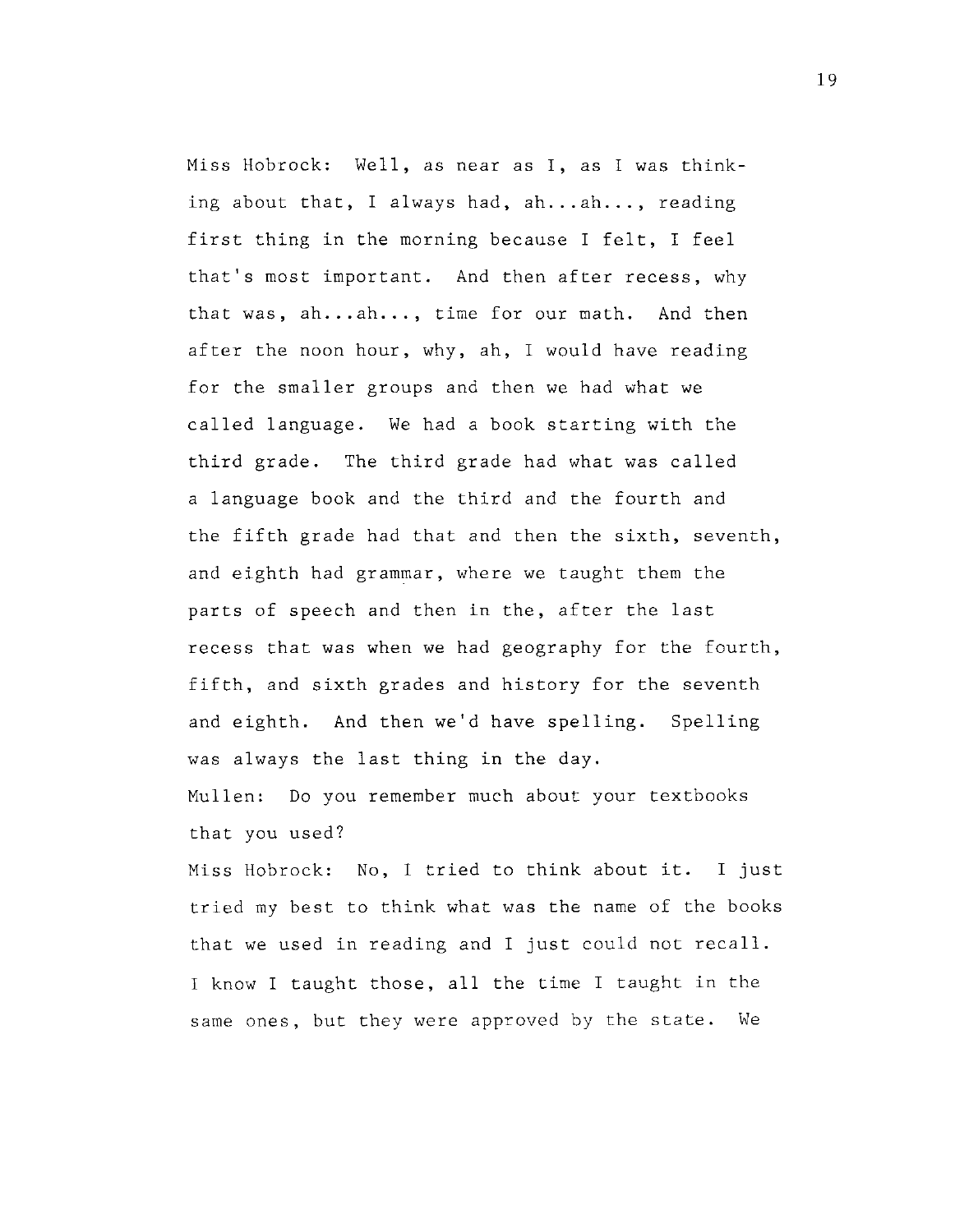Miss Hobrock: Well, as near as I, as I was thinking about that, I always had, ah...ah..., reading first thing in the morning because I felt, I feel that's most important. And then after recess, why that was, ah...ah..., time for our math. And then after the noon hour, why, ah, I would have reading for the smaller groups and then we had what we called language. We had a book starting with the third grade. The third grade had what was called a language book and the third and the fourth and the fifth grade had that and then the sixth, seventh, and eighth had grammar, where we taught them the parts of speech and then in the, after the last recess that was when we had geography for the fourth, fifth, and sixth grades and history for the seventh and eighth. And then we'd have spelling. Spelling was always the last thing in the day.

Mullen: Do you remember much about your textbooks that you used?

Miss Hobrock: No, I tried to think about it. I just tried my best to think what was the name of the books that we used in reading and I just could not recall. I know I taught those, all the time I taught in the same ones, but they were approved by the state. We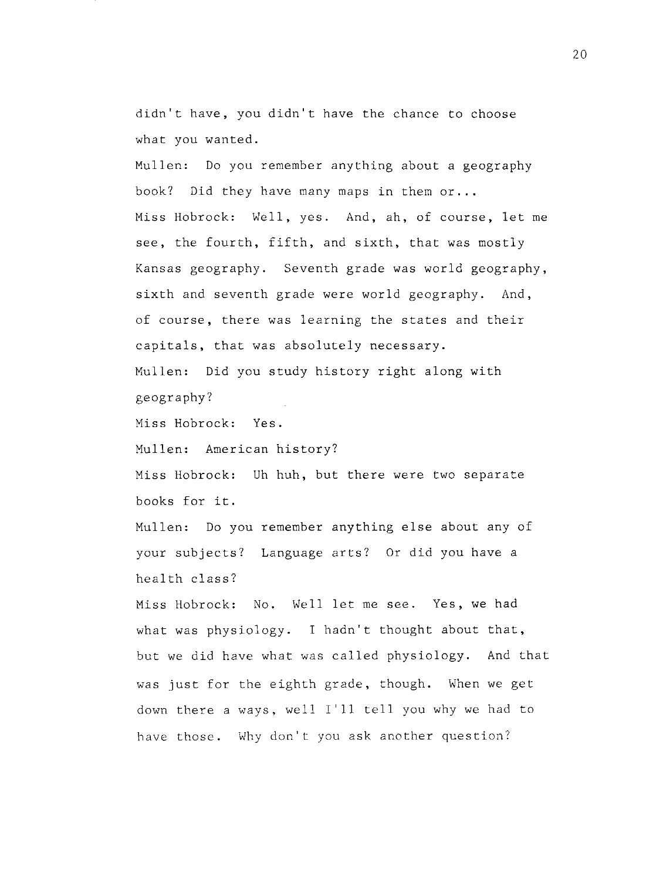didn't have, you didn't have the chance to choose what you wanted.

Mullen: Do you remember anything about a geography book? Did they have many maps in them or...

Miss Hobrock: Well, yes. And, ah, of course, let me see, the fourth, fifth, and sixth, that was mostly Kansas geography. Seventh grade was world geography, sixth and seventh grade were world geography. And, of course, there was learning the states and their capitals, that was absolutely necessary.

Mullen: Did you study history right along with geography?

Miss Hobrock: Yes.

Mullen: American history?

Miss Hobrock: Uh huh, but there were two separate books for it.

Mullen: Do you remember anything else about any of your subjects? Language arts? Or did you have a health class?

Miss Hobrock: No. Well let me see. Yes, we had what was physiology. I hadn't thought about that, but we did have what was called physiology. And that was just for the eighth grade, though. When we get down there a ways, well I'll tell you why we had to have those. Why don't you ask another question?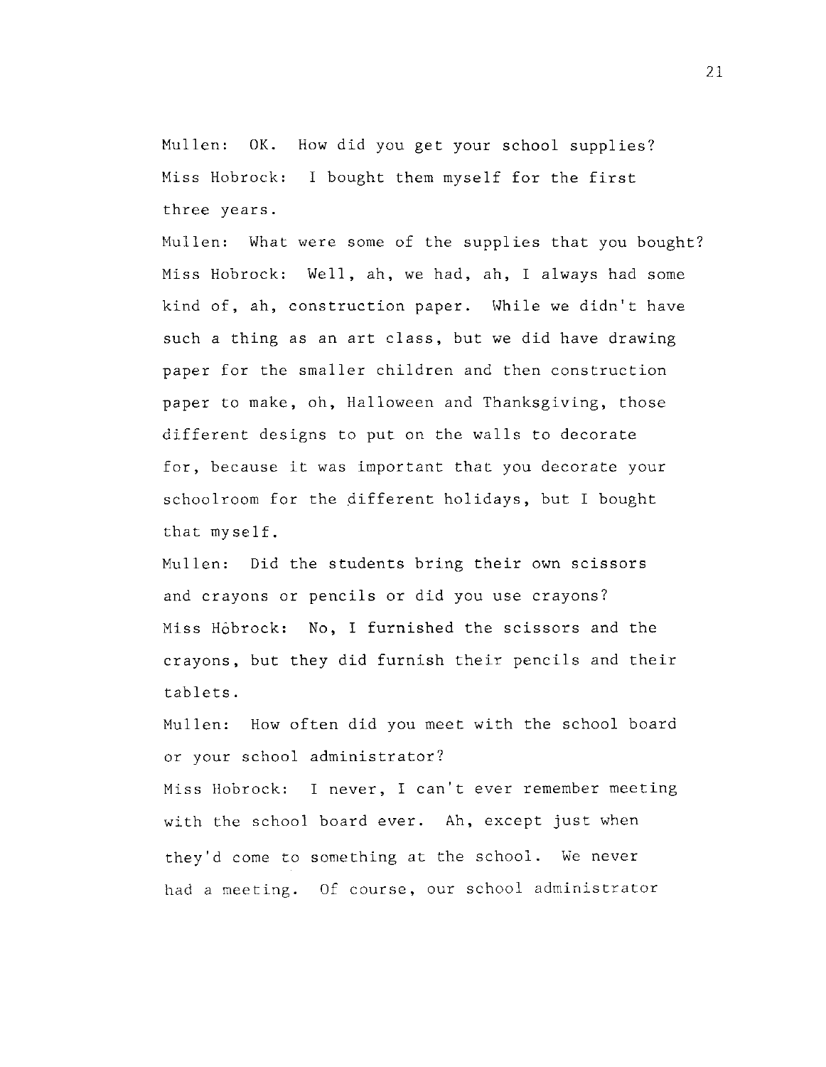Mullen: OK. How did you get your school supplies?

Miss Hobrock: I bought them myself for the first three years.

Mullen: What were some of the supplies that you bought?

Miss Hobrock: Well, ah, we had, ah, I always had some kind of, ah, construction paper. While we didn't have such a thing as an art class, but we did have drawing paper for the smaller children and then construction paper to make, oh, Halloween and Thanksgiving, those different designs to put on the walls to decorate for, because it was important that you decorate your schoolroom for the different holidays, but I bought that myself.

Mullen: Did the students bring their own scissors and crayons or pencils or did you use crayons?

Miss Hobrock: No, I furnished the scissors and the crayons, but they did furnish their pencils and their tablets.

Mullen: How often did you meet with the school board or your school administrator?

Miss Hobrock: I never, I can't ever remember meeting with the school board ever. Ah, except just when they'd come to something at the school. We never had a meeting. Of course, our school administrator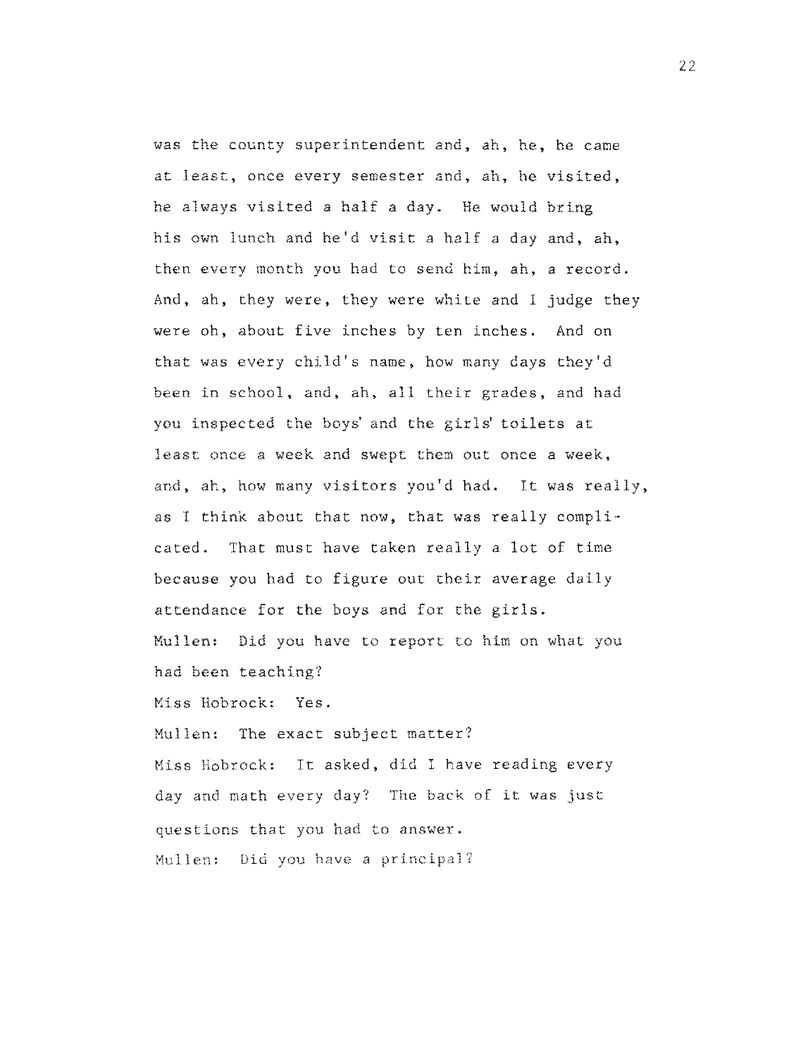was the county superintendent and, ah, he, he came at least, once every semester and, ah, he visited, he always visited a half a day. He would bring his own lunch and he'd visit a half a day and, ah, then every month you had to send him, ah, a record. And, ah, they were, they were white and I judge they were oh, about five inches by ten inches. And on that was every child's name, how many days they'd been in school, and, ah, all their grades, and had you inspected the boys' and the girls' toilets at least once a week and swept them out once a week, and, ah, how many visitors you'd had. It was really, as I think about that now, that was really complicated. That must have taken really a lot of time because you had to figure out their average daily attendance for the boys and for the girls.

Mullen: Did you have to report to him on what you had been teaching?

Miss Hobrock: Yes.

Mullen: The exact subject matter?

Miss Hobrock: It asked, did I have reading every day and math every day? The back of it was just questions that you had to answer.

Mullen: Did you have a principal?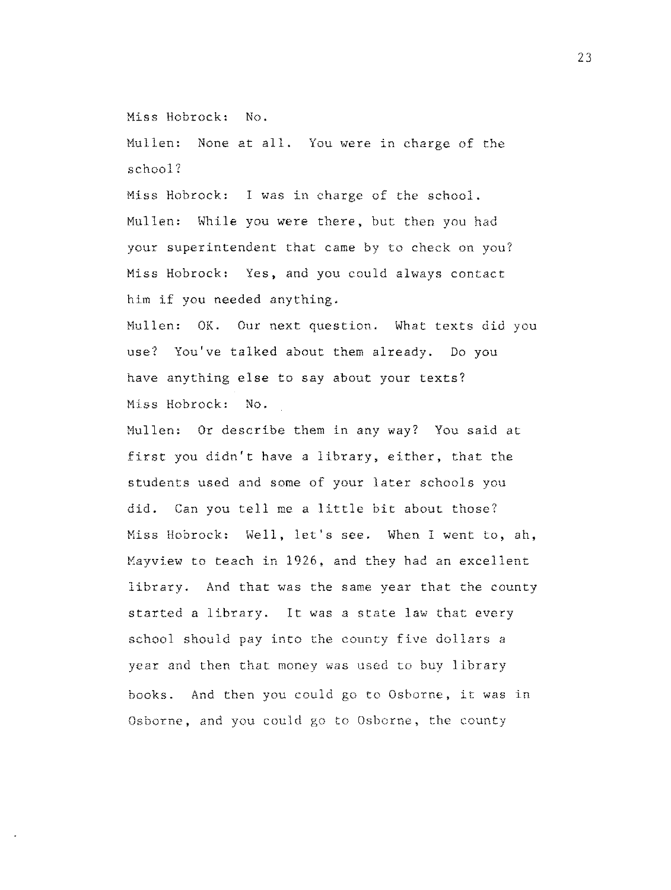Miss Hobrock: No.

Mullen: None at all. You were in charge of the school?

Miss Hobrock: I was in charge of the school.

Mullen: While you were there, but then you had your superintendent that came by to check on you?

Miss Hobrock: Yes, and you could always contact him if you needed anything.

Mullen: OK. Our next question. What texts did you use? You've talked about them already. Do you have anything else to say about your texts?

Miss Hobrock: No.

Mullen: Or describe them in any way? You said at first you didn't have a library, either, that the students used and some of your later schools you did. Can you tell me a little bit about those?

Miss Hobrock: Well, let's see. When I went to, ah, Mayview to teach in 1926, and they had an excellent library. And that was the same year that the county started a library. It was a state law that every school should pay into the county five dollars a year and then that money was used to buy library books. And then you could go to Osborne, it was in Osborne, and you could go to Osborne, the county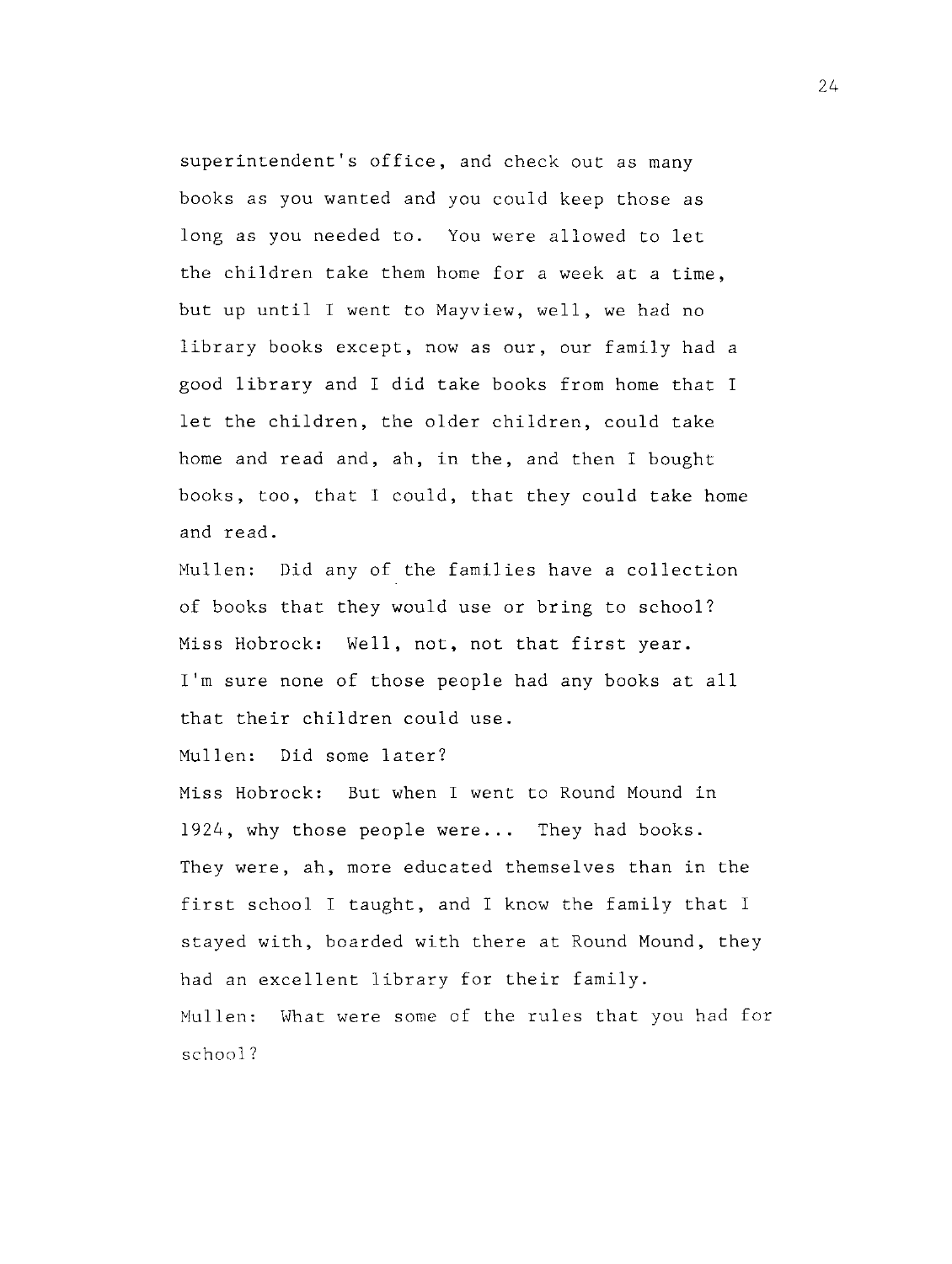superintendent's office, and check out as many books as you wanted and you could keep those as long as you needed to. You were allowed to let the children take them home for a week at a time, but up until I went to Mayview, well, we had no library books except, now as our, our family had a good library and I did take books from home that I let the children, the older children, could take home and read and, ah, in the, and then I bought books, too, that I could, that they could take home and read.

Mullen: Did any of the families have a collection of books that they would use or bring to school?

Miss Hobrock: Well, not, not that first year. I'm sure none of those people had any books at all that their children could use.

Mullen: Did some later?

Miss Hobrock: But when I went to Round Mound in 1924, why those people were... They had books. They were, ah, more educated themselves than in the first school I taught, and I know the family that I stayed with, boarded with there at Round Mound, they had an excellent library for their family.

Mullen: What were some of the rules that you had for school?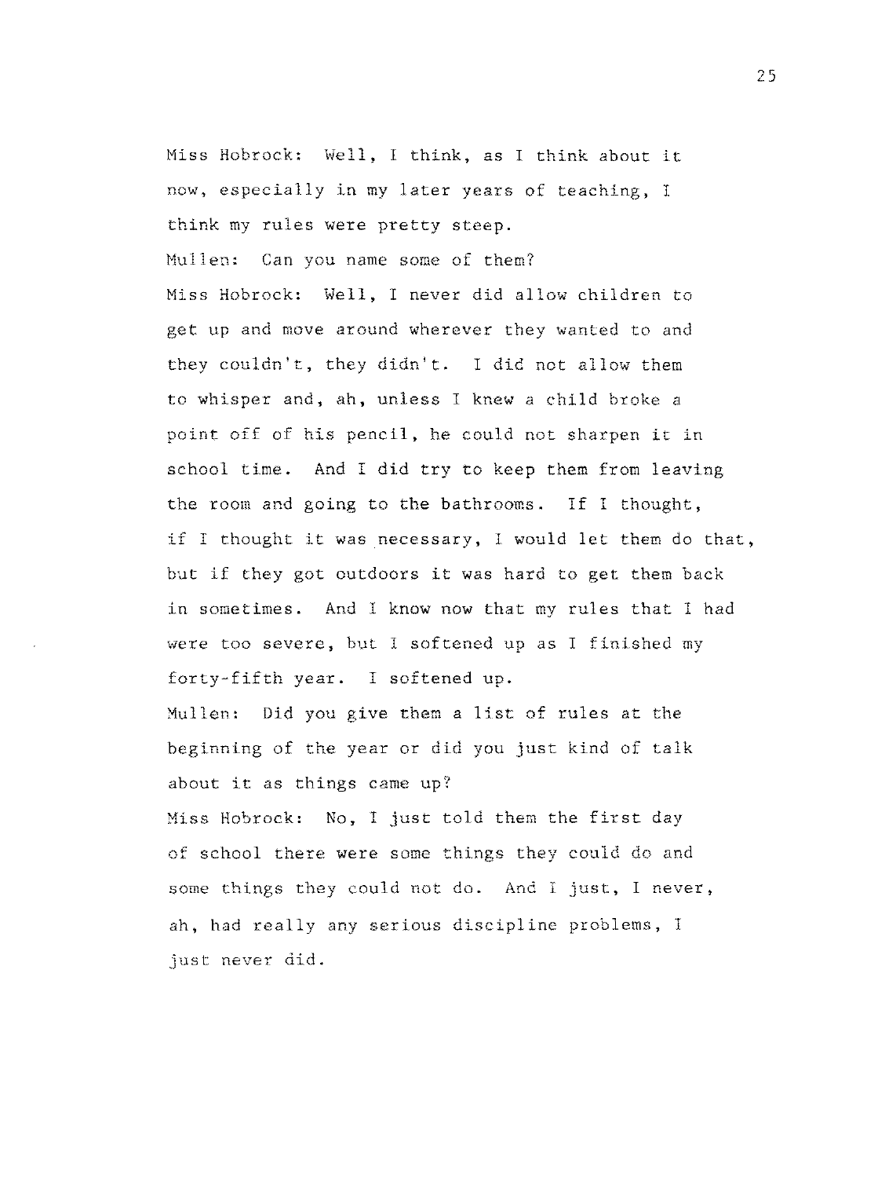Miss Hobrock: Well, I think, as I think about it now, especially in my later years of teaching, I think my rules were pretty steep.

Mullen: Can you name some of them?

Miss Hobrock: Well, I never did allow children to get up and move around wherever they wanted to and they couldn't, they didn't. I did not allow them to whisper and, ah, unless I knew a child broke a point off of his pencil, he could not sharpen it in school time. And I did try to keep them from leaving the room and going to the bathrooms. If I thought, if I thought it was necessary, I would let them do that, but if they got outdoors it was hard to get them back in sometimes. And I know now that my rules that I had were too severe, but I softened up as I finished my forty-fifth year. I softened up.

Mullen: Did you give them a list of rules at the beginning of the year or did you just kind of talk about it as things came up?

Miss Hobrock: No, I just told them the first day of school there were some things they could do and some things they could not do. And I just, I never, ah, had really any serious discipline problems, I just never did.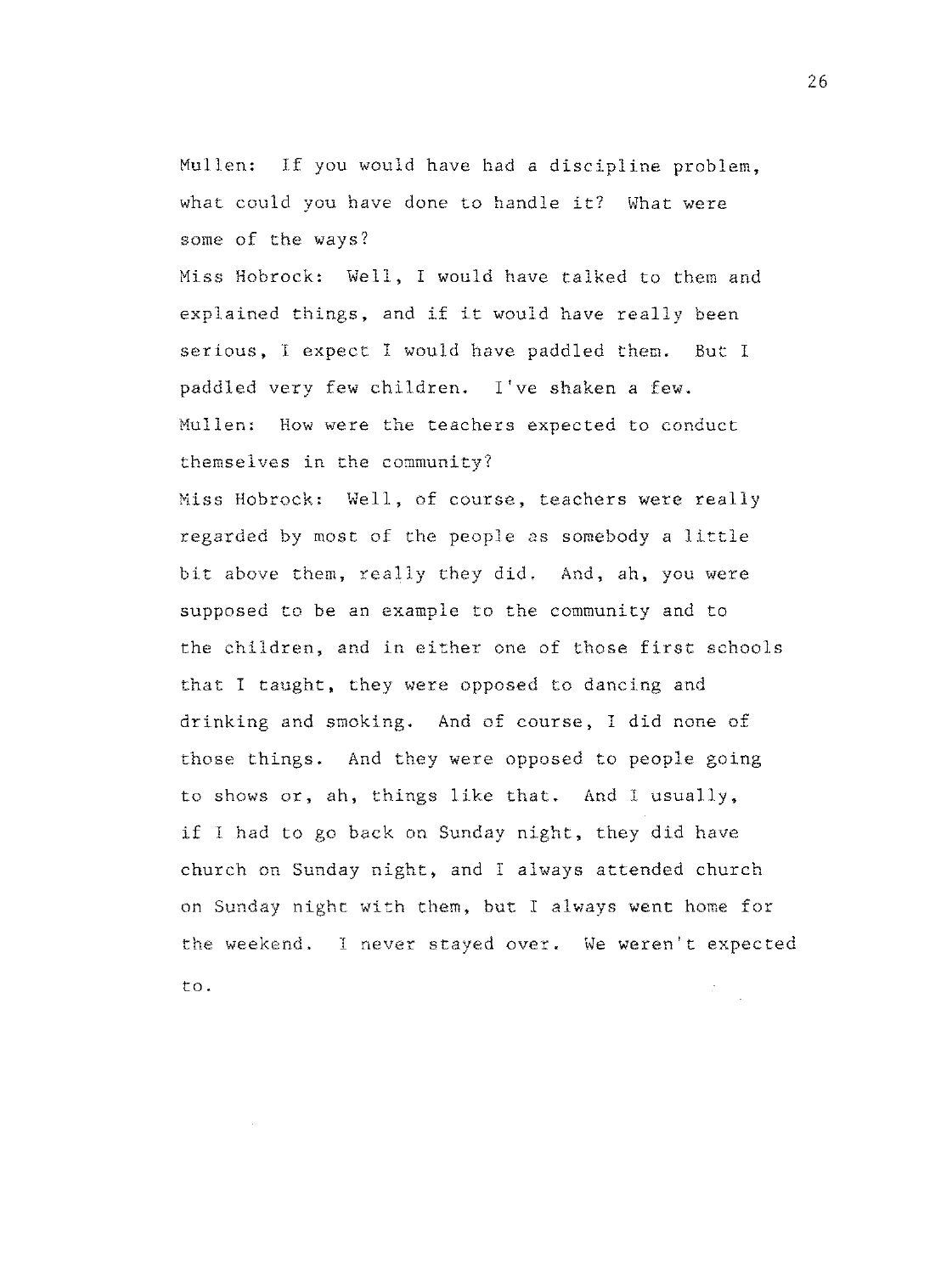Mullen: If you would have had a discipline problem, what could you have done to handle it? What were some of the ways?

Miss Hobrock: Well, I would have talked to them and explained things, and if it would have really been serious, I expect I would have paddled them. But I paddled very few children. I've shaken a few.

Mullen: How were the teachers expected to conduct themselves in the community?

Miss Hobrock: Well, of course, teachers were really regarded by most of the people as somebody a little bit above them, really they did. And, ah, you were supposed to be an example to the community and to the children, and in either one of those first schools that I taught, they were opposed to dancing and drinking and smoking. And of course, I did none of those things. And they were opposed to people going to shows or, ah, things like that. And I usually, if I had to go back on Sunday night, they did have church on Sunday night, and I always attended church on Sunday night with them, but I always went home for the weekend. I never stayed over. We weren't expected to.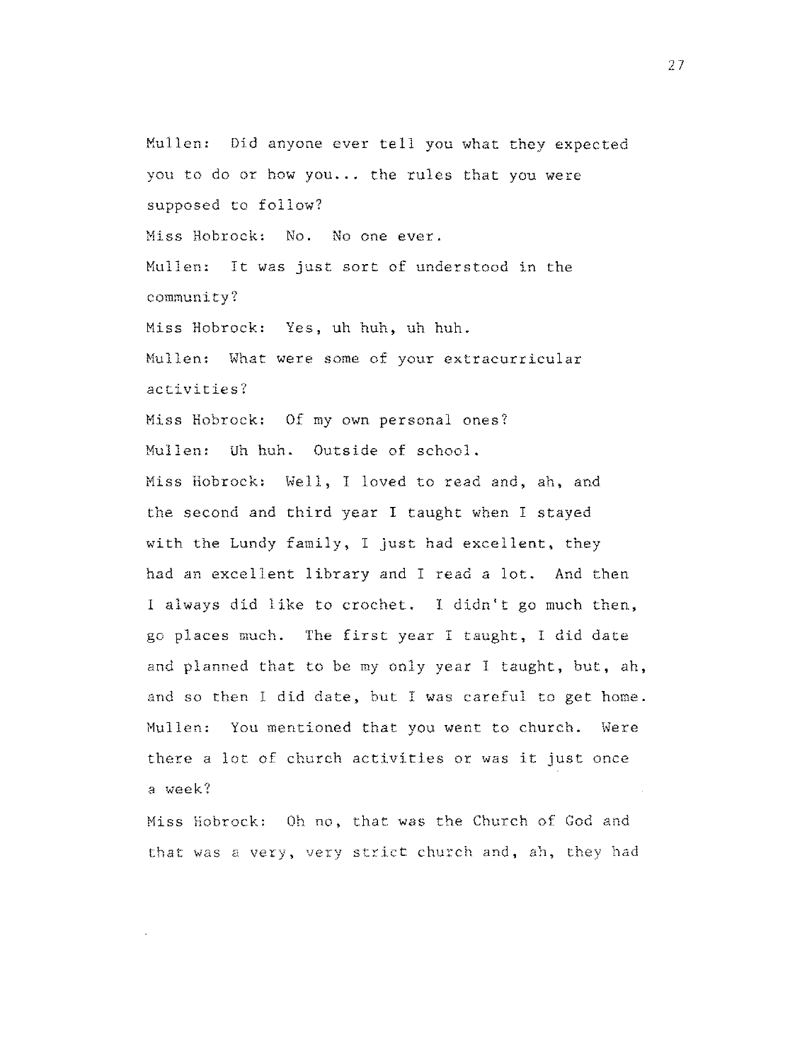Mullen: Did anyone ever tell you what they expected you to do or how you... the rules that you were supposed to follow?

Miss Hobrock: No. No one ever.

Mullen: It was just sort of understood in the community?

Miss Hobrock: Yes, uh huh, uh huh.

Mullen: What were some of your extracurricular activities?

Miss Hobrock: Of my own personal ones?

Mullen: Uh huh. Outside of school.

Miss Hobrock: Well, I loved to read and, ah, and the second and third year I taught when I stayed with the Lundy family, I just had excellent, they had an excellent library and I read a lot. And then I always did like to crochet. I didn't go much then, go places much. The first year I taught, I did date and planned that to be my only year I taught, but, ah, and so then I did date, but I was careful to get home.

Mullen: You mentioned that you went to church. Were there a lot of church activities or was it just once a week?

Miss Hobrock: Oh no, that was the Church of God and that was a very, very strict church and, ah, they had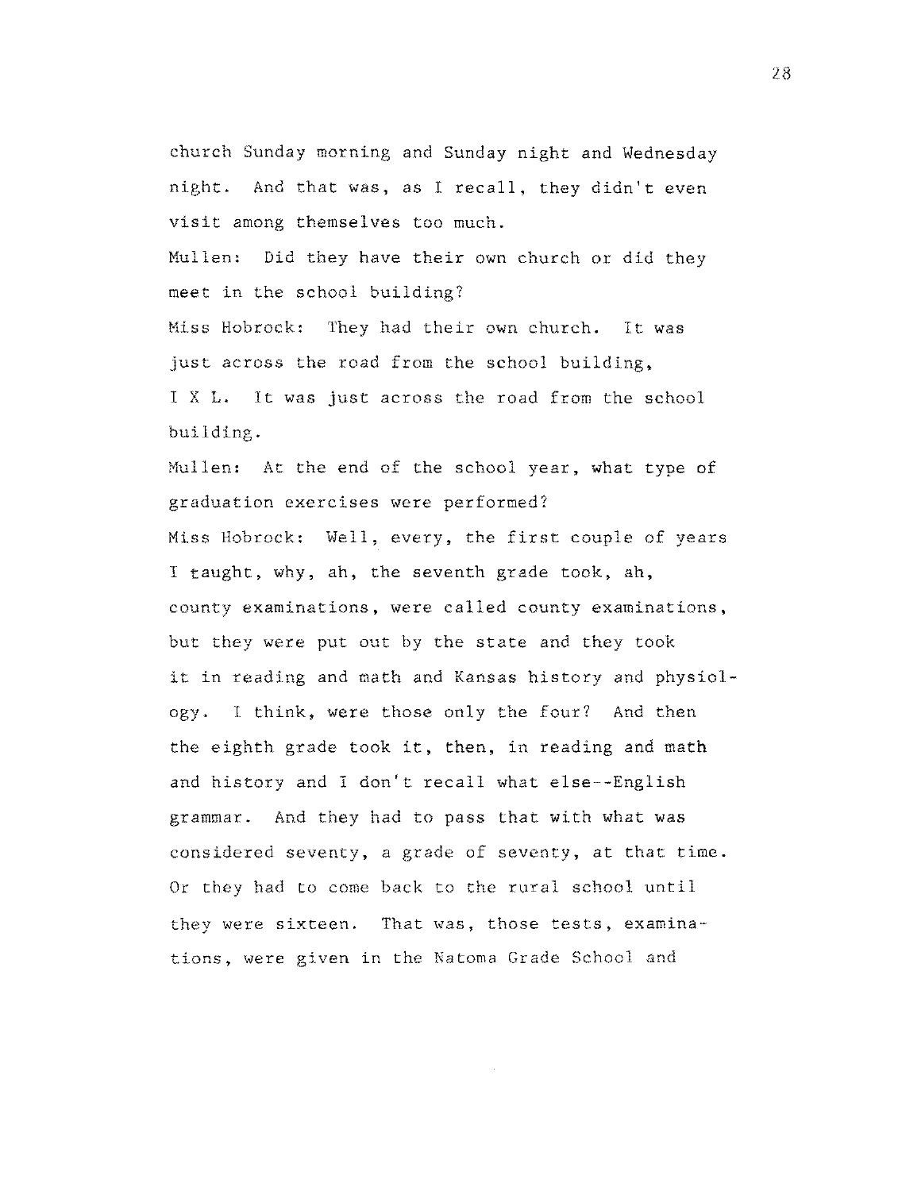church Sunday morning and Sunday night and Wednesday night. And that was, as I recall, they didn't even visit among themselves too much.

Mullen: Did they have their own church or did they meet in the school building?

Miss Hobrock: They had their own church. It was just across the road from the school building, I X L. It was just across the road from the school building.

Mullen: At the end of the school year, what type of graduation exercises were performed?

Miss Hobrock: Well, every, the first couple of years I taught, why, ah, the seventh grade took, ah, county examinations, were called county examinations, but they were put out by the state and they took it in reading and math and Kansas history and physiology. I think, were those only the four? And then the eighth grade took it, then, in reading and math and history and I don't recall what else--English grammar. And they had to pass that with what was considered seventy, a grade of seventy, at that time. Or they had to come back to the rural school until they were sixteen. That was, those tests, examinations, were given in the Natoma Grade School and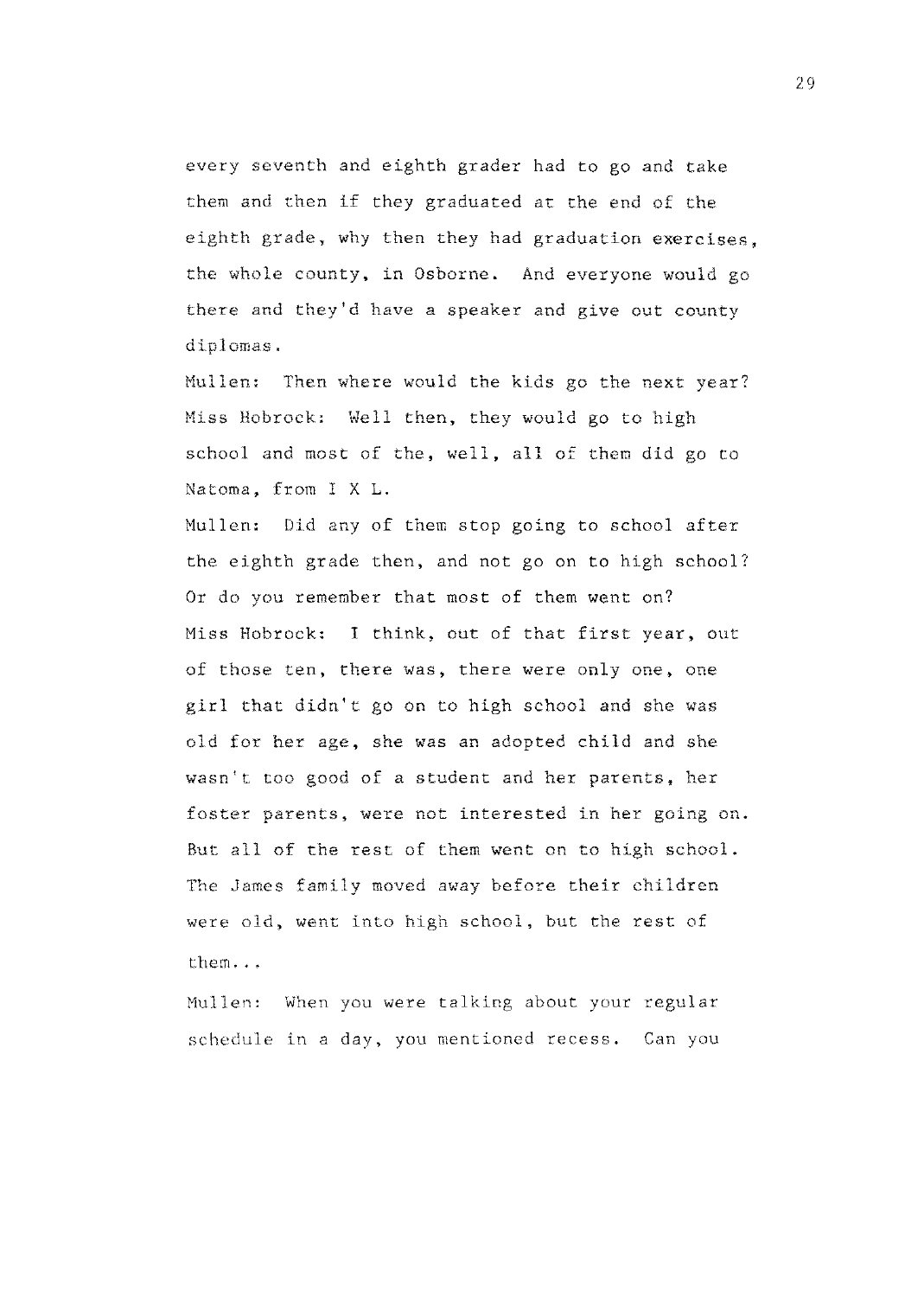every seventh and eighth grader had to go and take them and then if they graduated at the end of the eighth grade, why then they had graduation exercises, the whole county, in Osborne. And everyone would go there and they'd have a speaker and give out county diplomas.

Mullen: Then where would the kids go the next year?

Miss Hobrock: Well then, they would go to high school and most of the, well, all of them did go to Natoma, from I X L.

Mullen: Did any of them stop going to school after the eighth grade then, and not go on to high school? Or do you remember that most of them went on?

Miss Hobrock: I think, out of that first year, out of those ten, there was, there were only one, one girl that didn't go on to high school and she was old for her age, she was an adopted child and she wasn't too good of a student and her parents, her foster parents, were not interested in her going on. But all of the rest of them went on to high school. The James family moved away before their children were old, went into high school, but the rest of them...

Mullen: When you were talking about your regular schedule in a day, you mentioned recess. Can you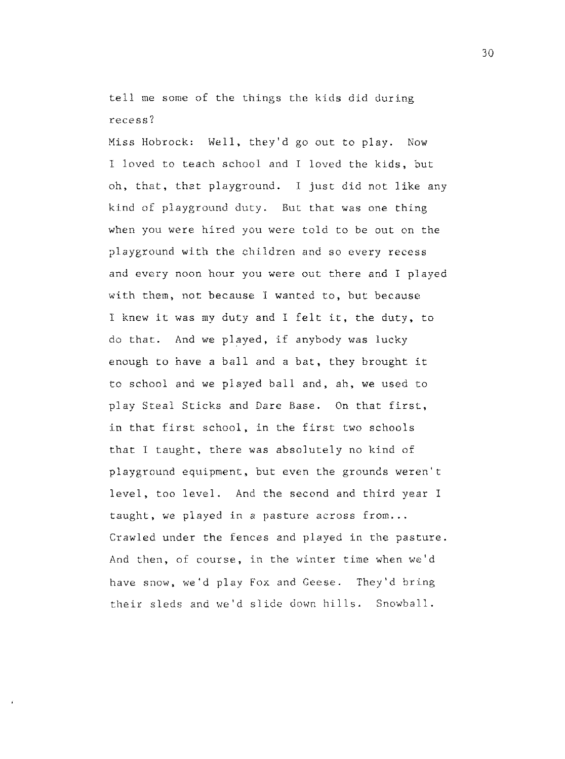tell me some of the things the kids did during recess?

Miss Hobrock: Well, they'd go out to play. Now I loved to teach school and I loved the kids, but oh, that, that playground. I just did not like any kind of playground duty. But that was one thing when you were hired you were told to be out on the playground with the children and so every recess and every noon hour you were out there and I played with them, not because I wanted to, but because I knew it was my duty and I felt it, the duty, to do that. And we played, if anybody was lucky enough to have a ball and a bat, they brought it to school and we played ball and, ah, we used to play Steal Sticks and Dare Base. On that first, in that first school, in the first two schools that I taught, there was absolutely no kind of playground equipment, but even the grounds weren't level, too level. And the second and third year I taught, we played in a pasture across from... Crawled under the fences and played in the pasture. And then, of course, in the winter time when we'd have snow, we'd play Fox and Geese. They'd bring their sleds and we'd slide down hills. Snowball.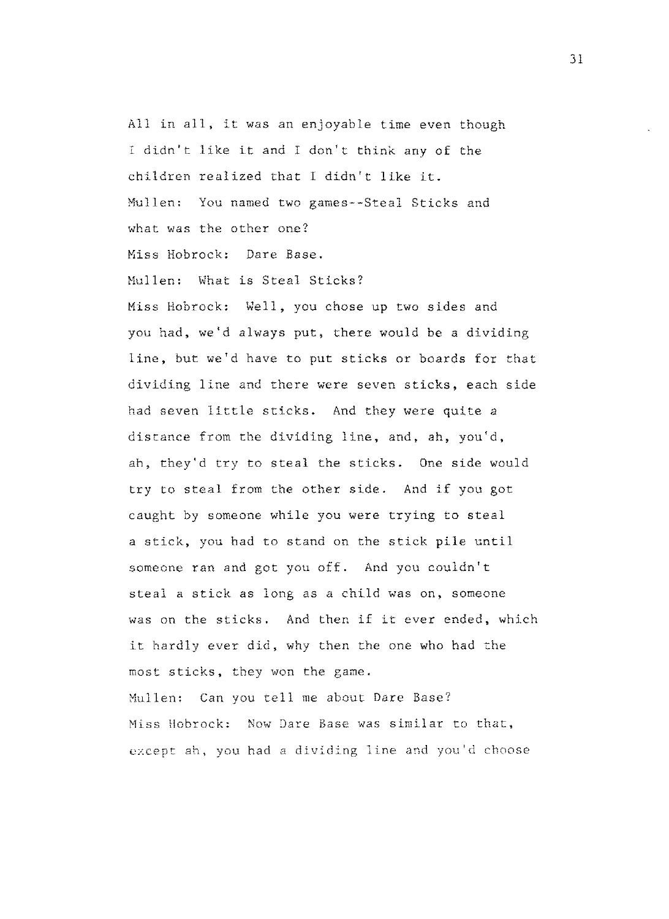All in all, it was an enjoyable time even though I didn't like it and I don't think any of the children realized that I didn't like it.

Mullen: You named two games--Steal Sticks and what was the other one?

Miss Hobrock: Dare Base.

Mullen: What is Steal Sticks?

Miss Hobrock: Well, you chose up two sides and you had, we'd always put, there would be a dividing line, but we'd have to put sticks or boards for that dividing line and there were seven sticks, each side had seven little sticks. And they were quite a distance from the dividing line, and, ah, you'd, ah, they'd try to steal the sticks. One side would try to steal from the other side. And if you got caught by someone while you were trying to steal a stick, you had to stand on the stick pile until someone ran and got you off. And you couldn't steal a stick as long as a child was on, someone was on the sticks. And then if it ever ended, which it hardly ever did, why then the one who had the most sticks, they won the game.

Mullen: Can you tell me about Dare Base?

Miss Hobrock: Now Dare Base was similar to that, except ah, you had a dividing line and you'd choose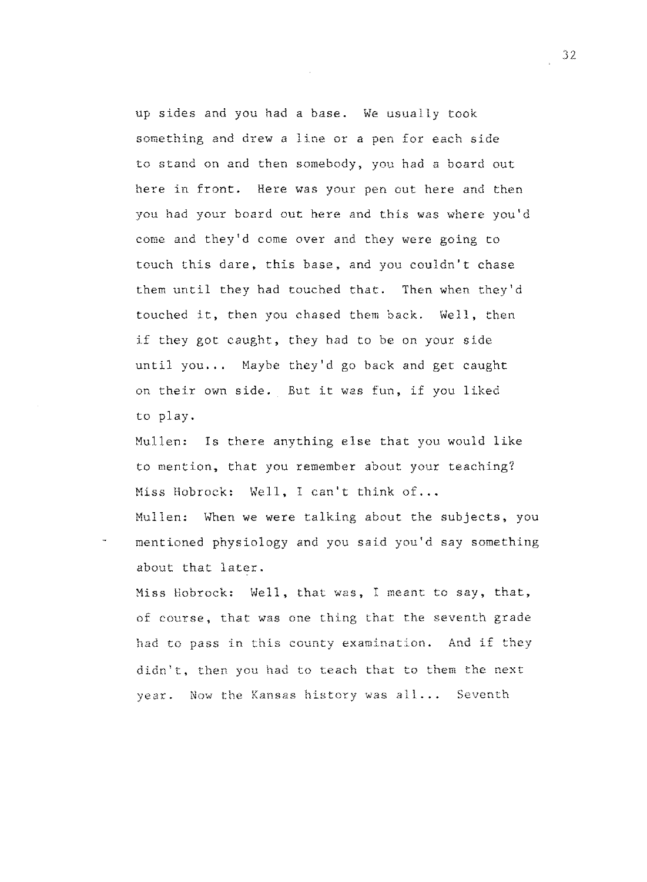up sides and you had a base. We usually took something and drew a line or a pen for each side to stand on and then somebody, you had a board out here in front. Here was your pen out here and then you had your board out here and this was where you'd come and they'd come over and they were going to touch this dare, this base, and you couldn't chase them until they had touched that. Then when they'd touched it, then you chased them back. Well, then if they got caught, they had to be on your side until you... Maybe they'd go back and get caught on their own side. But it was fun, if you liked to play.

Mullen: Is there anything else that you would like to mention, that you remember about your teaching?

Miss Hobrock: Well, I can't think of...

Mullen: When we were talking about the subjects, you mentioned physiology and you said you'd say something about that later.

Miss Hobrock: Well, that was, I meant to say, that, of course, that was one thing that the seventh grade had to pass in this county examination. And if they didn't, then you had to teach that to them the next year. Now the Kansas history was all... Seventh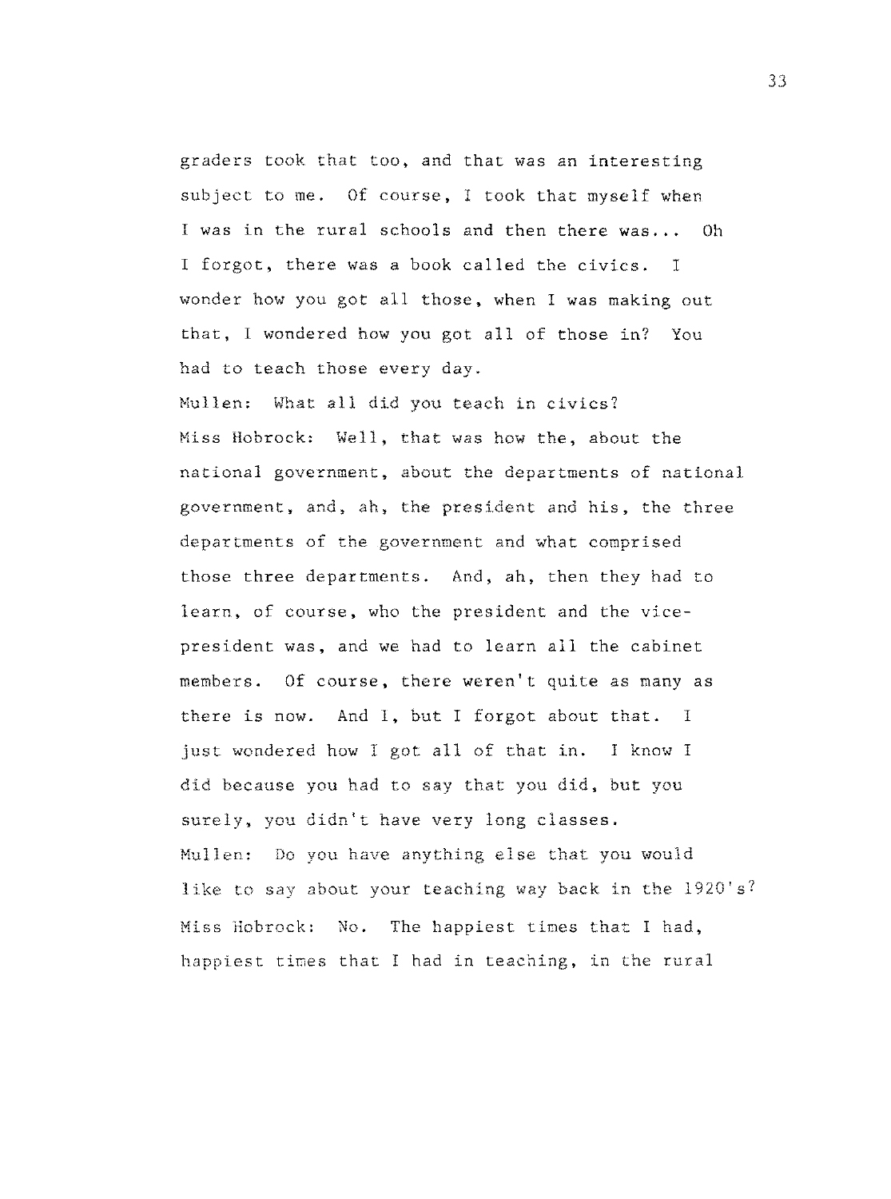graders took that too, and that was an interesting subject to me. Of course, I took that myself when I was in the rural schools and then there was... Oh I forgot, there was a book called the civics. I wonder how you got all those, when I was making out that, I wondered how you got all of those in? You had to teach those every day.

Mullen: What all did you teach in civics?

Miss Hobrock: Well, that was how the, about the national government, about the departments of national government, and, ah, the president and his, the three departments of the government and what comprised those three departments. And, ah, then they had to learn, of course, who the president and the vice-president was, and we had to learn all the cabinet members. Of course, there weren't quite as many as there is now. And I, but I forgot about that. I just wondered how I got all of that in. I know I did because you had to say that you did, but you surely, you didn't have very long classes.

Mullen: Do you have anything else that you would like to say about your teaching way back in the 1920's?

Miss Hobrock: No. The happiest times that I had, happiest times that I had in teaching, in the rural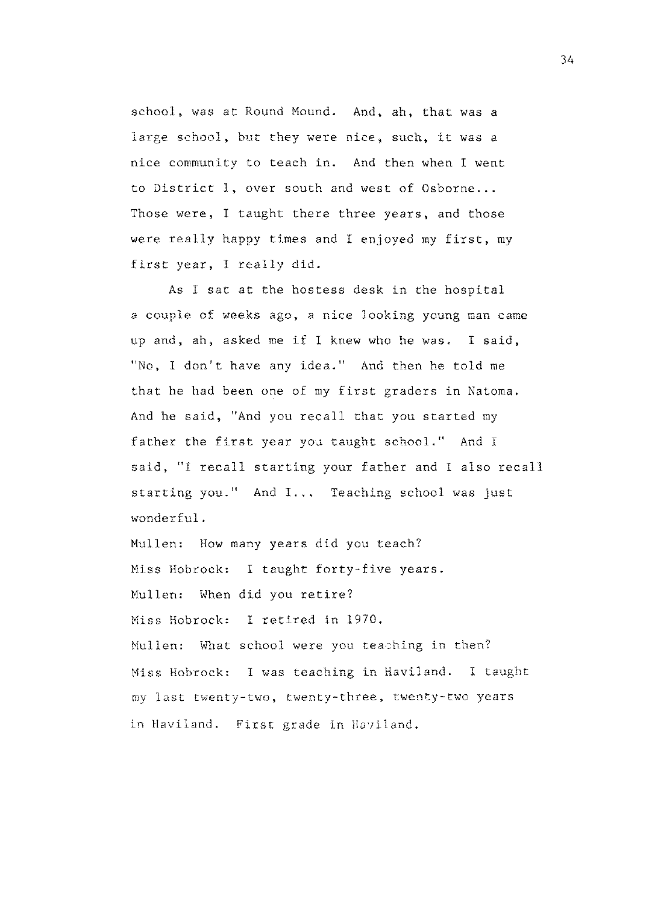school, was at Round Mound. And, ah, that was a large school, but they were nice, such, it was a nice community to teach in. And then when I went to District 1, over south and west of Osborne... Those were, I taught there three years, and those were really happy times and I enjoyed my first, my first year, I really did.

As I sat at the hostess desk in the hospital a couple of weeks ago, a nice looking young man came up and, ah, asked me if I knew who he was. I said, "No, I don't have any idea." And then he told me that he had been one of my first graders in Natoma. And he said, "And you recall that you started my father the first year you taught school." And I said, "I recall starting your father and I also recall starting you." And I... Teaching school was just wonderful.

Mullen: How many years did you teach?

Miss Hobrock: I taught forty-five years.

Mullen: When did you retire?

Miss Hobrock: I retired in 1970.

Mullen: What school were you teaching in then?

Miss Hobrock: I was teaching in Haviland. I taught my last twenty-two, twenty-three, twenty-two years in Haviland. First grade in Haviland.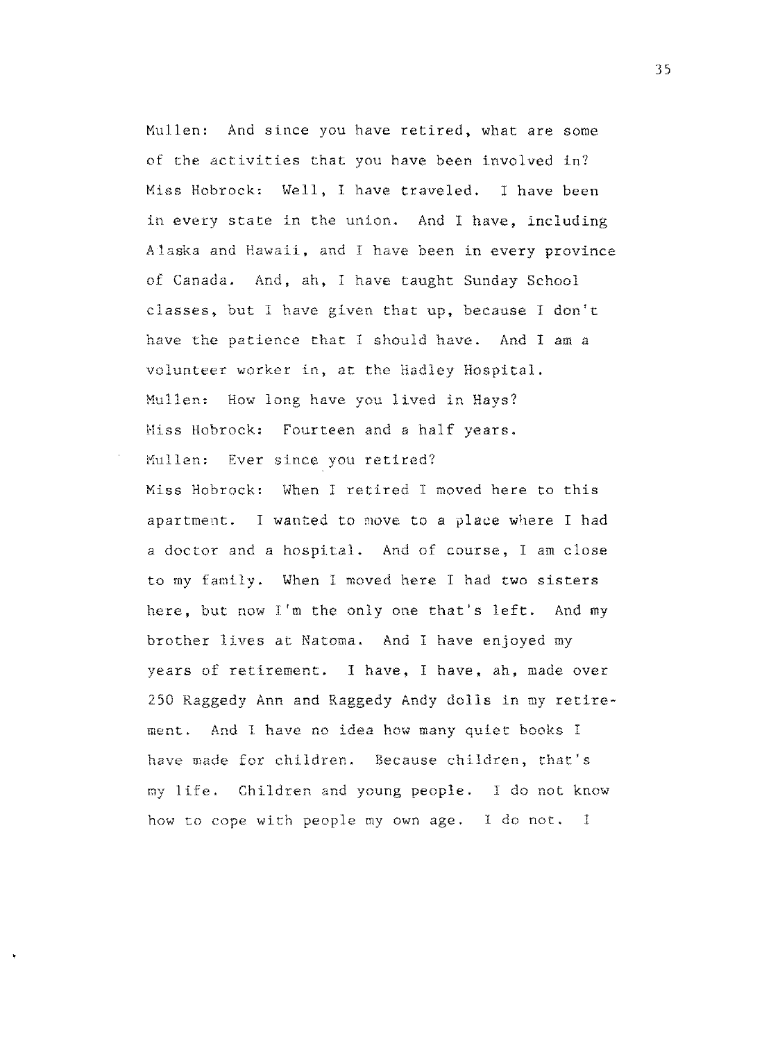Mullen: And since you have retired, what are some of the activities that you have been involved in?

Miss Hobrock: Well, I have traveled. I have been in every state in the union. And I have, including Alaska and Hawaii, and I have been in every province of Canada. And, ah, I have taught Sunday School classes, but I have given that up, because I don't have the patience that I should have. And I am a volunteer worker in, at the Hadley Hospital.

Mullen: How long have you lived in Hays?

Miss Hobrock: Fourteen and a half years.

Mullen: Ever since you retired?

Miss Hobrock: When I retired I moved here to this apartment. I wanted to move to a place where I had a doctor and a hospital. And of course, I am close to my family. When I moved here I had two sisters here, but now I'm the only one that's left. And my brother lives at Natoma. And I have enjoyed my years of retirement. I have, I have, ah, made over 250 Raggedy Ann and Raggedy Andy dolls in my retirement. And I have no idea how many quiet books I have made for children. Because children, that's my life. Children and young people. I do not know how to cope with people my own age. I do not. I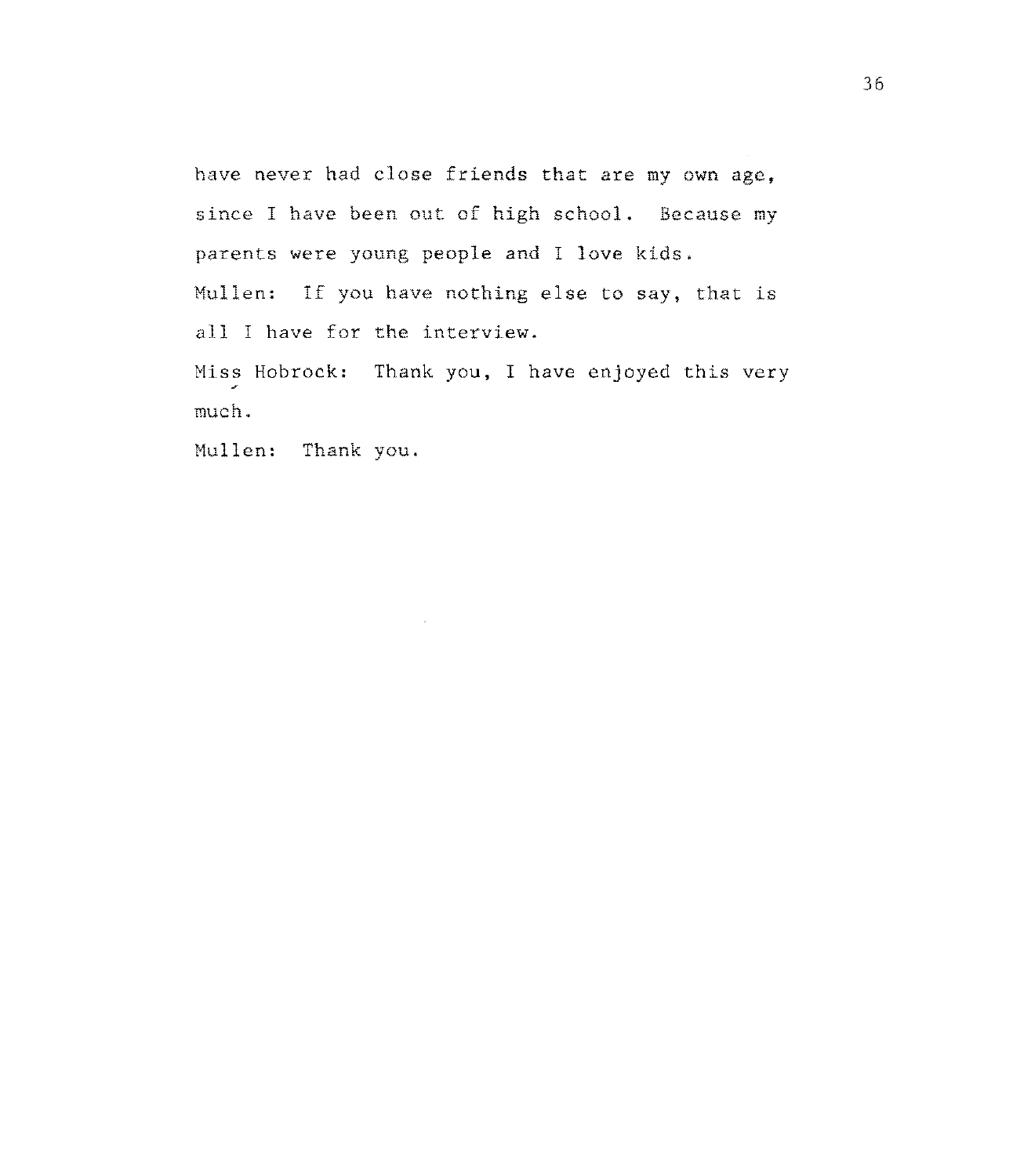have never had close friends that are my own age, since I have been out of high school. Because my parents were young people and I love kids.

Mullen: If you have nothing else to say, that is all I have for the interview.

Miss Hobrock: Thank you, I have enjoyed this very much.

Mullen: Thank you.